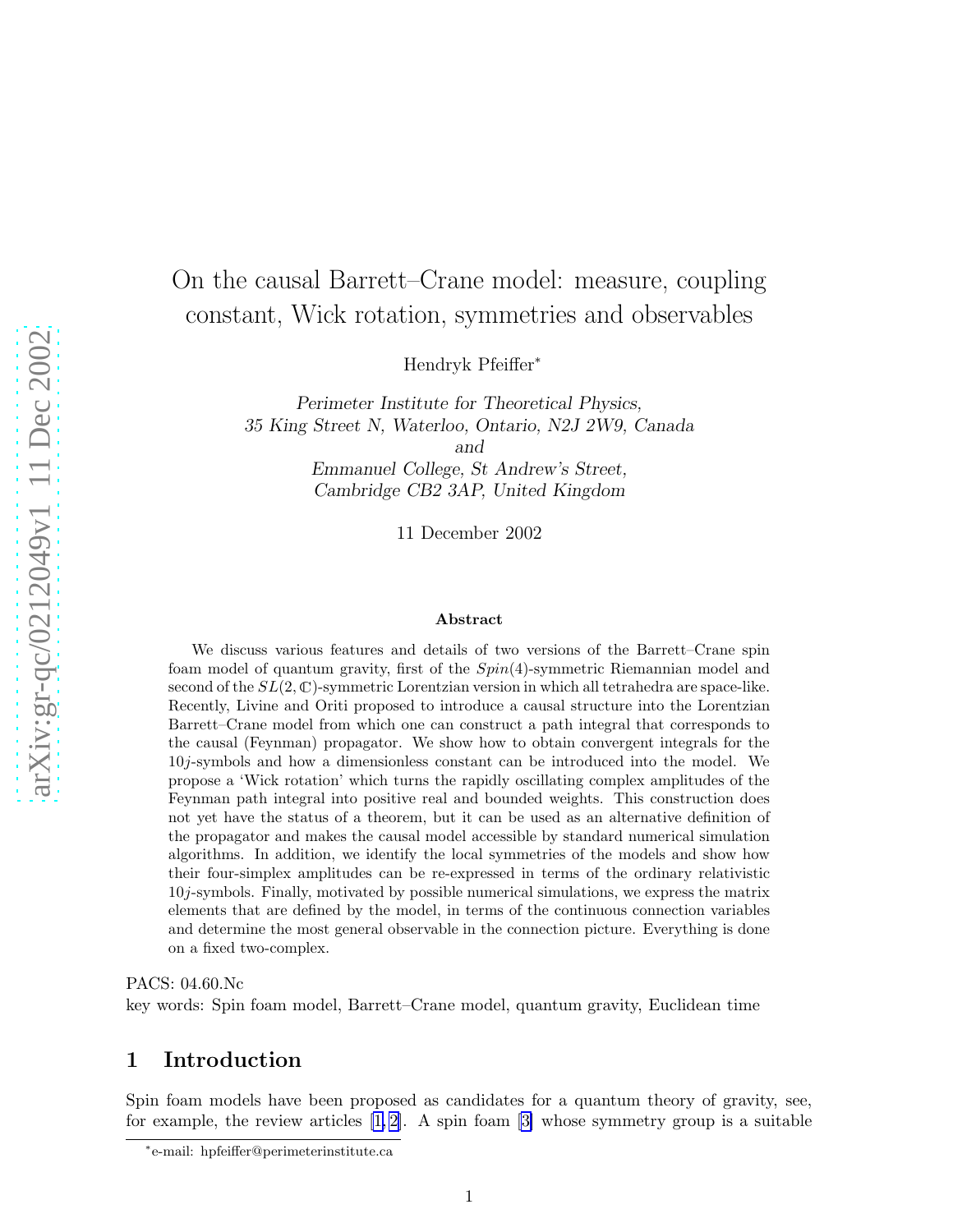# On the causal Barrett–Crane model: measure, coupling constant, Wick rotation, symmetries and observables

Hendryk Pfeiffer*

*Perimeter Institute for Theoretical Physics,*
*35 King Street N, Waterloo, Ontario, N2J 2W9, Canada*
*and*
*Emmanuel College, St Andrew's Street,*
*Cambridge CB2 3AP, United Kingdom*

11 December 2002

### Abstract

We discuss various features and details of two versions of the Barrett–Crane spin foam model of quantum gravity, first of the $Spin(4)$-symmetric Riemannian model and second of the $SL(2,\mathbb{C})$-symmetric Lorentzian version in which all tetrahedra are space-like. Recently, Livine and Oriti proposed to introduce a causal structure into the Lorentzian Barrett–Crane model from which one can construct a path integral that corresponds to the causal (Feynman) propagator. We show how to obtain convergent integrals for the $10j$-symbols and how a dimensionless constant can be introduced into the model. We propose a 'Wick rotation' which turns the rapidly oscillating complex amplitudes of the Feynman path integral into positive real and bounded weights. This construction does not yet have the status of a theorem, but it can be used as an alternative definition of the propagator and makes the causal model accessible by standard numerical simulation algorithms. In addition, we identify the local symmetries of the models and show how their four-simplex amplitudes can be re-expressed in terms of the ordinary relativistic $10j$-symbols. Finally, motivated by possible numerical simulations, we express the matrix elements that are defined by the model, in terms of the continuous connection variables and determine the most general observable in the connection picture. Everything is done on a fixed two-complex.

PACS: 04.60.Nc
key words: Spin foam model, Barrett–Crane model, quantum gravity, Euclidean time

## 1 Introduction

Spin foam models have been proposed as candidates for a quantum theory of gravity, see, for example, the review articles [1, 2]. A spin foam [3] whose symmetry group is a suitable

*e-mail: hpfeiffer@perimeterinstitute.ca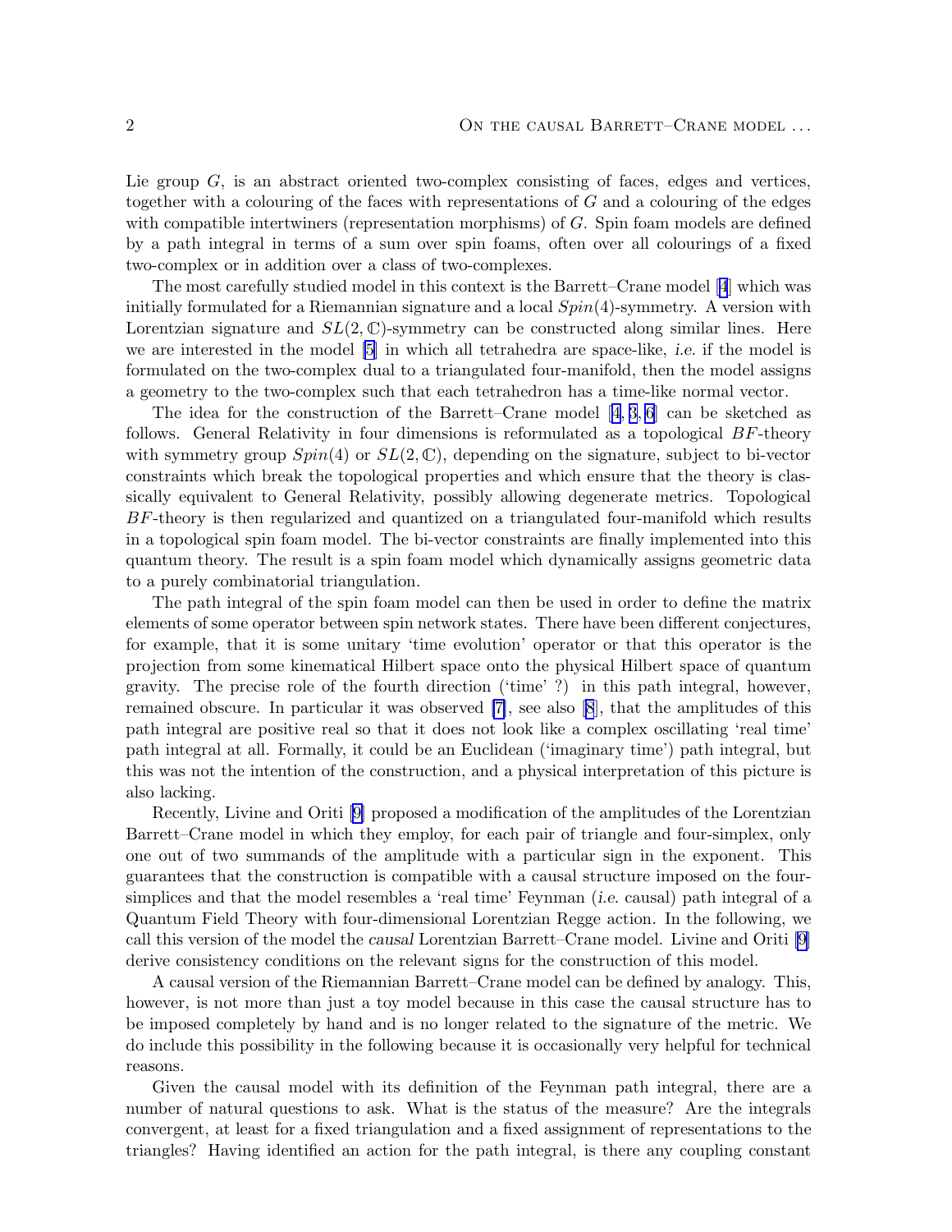Lie group $G$, is an abstract oriented two-complex consisting of faces, edges and vertices, together with a colouring of the faces with representations of $G$ and a colouring of the edges with compatible intertwiners (representation morphisms) of $G$. Spin foam models are defined by a path integral in terms of a sum over spin foams, often over all colourings of a fixed two-complex or in addition over a class of two-complexes.

The most carefully studied model in this context is the Barrett–Crane model [4] which was initially formulated for a Riemannian signature and a local $Spin(4)$-symmetry. A version with Lorentzian signature and $SL(2,\mathbb{C})$-symmetry can be constructed along similar lines. Here we are interested in the model [5] in which all tetrahedra are space-like, *i.e.* if the model is formulated on the two-complex dual to a triangulated four-manifold, then the model assigns a geometry to the two-complex such that each tetrahedron has a time-like normal vector.

The idea for the construction of the Barrett–Crane model [4, 3, 6] can be sketched as follows. General Relativity in four dimensions is reformulated as a topological $BF$-theory with symmetry group $Spin(4)$ or $SL(2,\mathbb{C})$, depending on the signature, subject to bi-vector constraints which break the topological properties and which ensure that the theory is classically equivalent to General Relativity, possibly allowing degenerate metrics. Topological $BF$-theory is then regularized and quantized on a triangulated four-manifold which results in a topological spin foam model. The bi-vector constraints are finally implemented into this quantum theory. The result is a spin foam model which dynamically assigns geometric data to a purely combinatorial triangulation.

The path integral of the spin foam model can then be used in order to define the matrix elements of some operator between spin network states. There have been different conjectures, for example, that it is some unitary 'time evolution' operator or that this operator is the projection from some kinematical Hilbert space onto the physical Hilbert space of quantum gravity. The precise role of the fourth direction ('time' ?) in this path integral, however, remained obscure. In particular it was observed [7], see also [8], that the amplitudes of this path integral are positive real so that it does not look like a complex oscillating 'real time' path integral at all. Formally, it could be an Euclidean ('imaginary time') path integral, but this was not the intention of the construction, and a physical interpretation of this picture is also lacking.

Recently, Livine and Oriti [9] proposed a modification of the amplitudes of the Lorentzian Barrett–Crane model in which they employ, for each pair of triangle and four-simplex, only one out of two summands of the amplitude with a particular sign in the exponent. This guarantees that the construction is compatible with a causal structure imposed on the four-simplices and that the model resembles a 'real time' Feynman (*i.e.* causal) path integral of a Quantum Field Theory with four-dimensional Lorentzian Regge action. In the following, we call this version of the model the *causal* Lorentzian Barrett–Crane model. Livine and Oriti [9] derive consistency conditions on the relevant signs for the construction of this model.

A causal version of the Riemannian Barrett–Crane model can be defined by analogy. This, however, is not more than just a toy model because in this case the causal structure has to be imposed completely by hand and is no longer related to the signature of the metric. We do include this possibility in the following because it is occasionally very helpful for technical reasons.

Given the causal model with its definition of the Feynman path integral, there are a number of natural questions to ask. What is the status of the measure? Are the integrals convergent, at least for a fixed triangulation and a fixed assignment of representations to the triangles? Having identified an action for the path integral, is there any coupling constant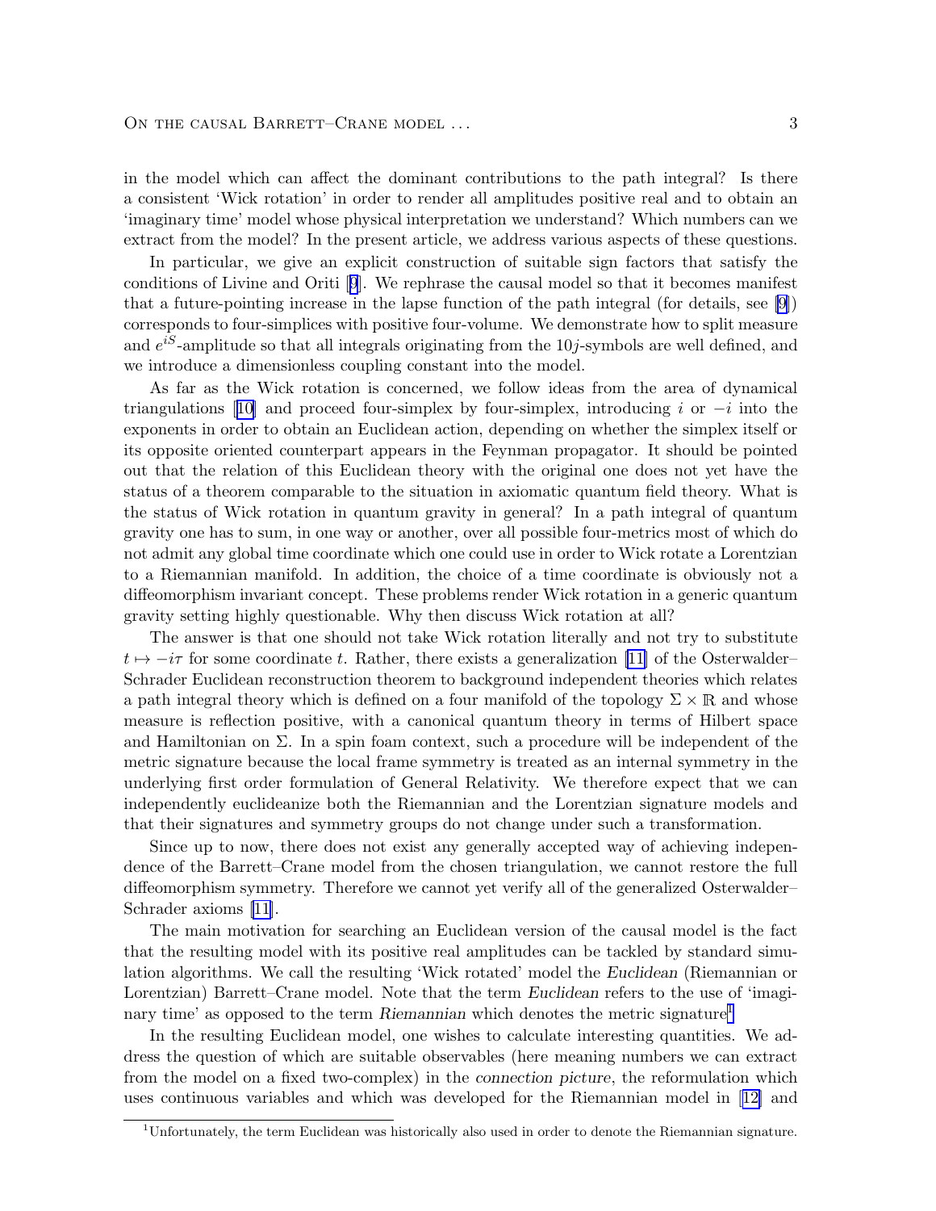in the model which can affect the dominant contributions to the path integral? Is there a consistent 'Wick rotation' in order to render all amplitudes positive real and to obtain an 'imaginary time' model whose physical interpretation we understand? Which numbers can we extract from the model? In the present article, we address various aspects of these questions.

In particular, we give an explicit construction of suitable sign factors that satisfy the conditions of Livine and Oriti [9]. We rephrase the causal model so that it becomes manifest that a future-pointing increase in the lapse function of the path integral (for details, see [9]) corresponds to four-simplices with positive four-volume. We demonstrate how to split measure and $e^{iS}$-amplitude so that all integrals originating from the $10j$-symbols are well defined, and we introduce a dimensionless coupling constant into the model.

As far as the Wick rotation is concerned, we follow ideas from the area of dynamical triangulations [10] and proceed four-simplex by four-simplex, introducing $i$ or $-i$ into the exponents in order to obtain an Euclidean action, depending on whether the simplex itself or its opposite oriented counterpart appears in the Feynman propagator. It should be pointed out that the relation of this Euclidean theory with the original one does not yet have the status of a theorem comparable to the situation in axiomatic quantum field theory. What is the status of Wick rotation in quantum gravity in general? In a path integral of quantum gravity one has to sum, in one way or another, over all possible four-metrics most of which do not admit any global time coordinate which one could use in order to Wick rotate a Lorentzian to a Riemannian manifold. In addition, the choice of a time coordinate is obviously not a diffeomorphism invariant concept. These problems render Wick rotation in a generic quantum gravity setting highly questionable. Why then discuss Wick rotation at all?

The answer is that one should not take Wick rotation literally and not try to substitute $t \mapsto -i\tau$ for some coordinate $t$. Rather, there exists a generalization [11] of the Osterwalder–Schrader Euclidean reconstruction theorem to background independent theories which relates a path integral theory which is defined on a four manifold of the topology $\Sigma \times \mathbb{R}$ and whose measure is reflection positive, with a canonical quantum theory in terms of Hilbert space and Hamiltonian on $\Sigma$. In a spin foam context, such a procedure will be independent of the metric signature because the local frame symmetry is treated as an internal symmetry in the underlying first order formulation of General Relativity. We therefore expect that we can independently euclideanize both the Riemannian and the Lorentzian signature models and that their signatures and symmetry groups do not change under such a transformation.

Since up to now, there does not exist any generally accepted way of achieving independence of the Barrett–Crane model from the chosen triangulation, we cannot restore the full diffeomorphism symmetry. Therefore we cannot yet verify all of the generalized Osterwalder–Schrader axioms [11].

The main motivation for searching an Euclidean version of the causal model is the fact that the resulting model with its positive real amplitudes can be tackled by standard simulation algorithms. We call the resulting 'Wick rotated' model the *Euclidean* (Riemannian or Lorentzian) Barrett–Crane model. Note that the term *Euclidean* refers to the use of 'imaginary time' as opposed to the term *Riemannian* which denotes the metric signature[1].

In the resulting Euclidean model, one wishes to calculate interesting quantities. We address the question of which are suitable observables (here meaning numbers we can extract from the model on a fixed two-complex) in the *connection picture*, the reformulation which uses continuous variables and which was developed for the Riemannian model in [12] and

[1] Unfortunately, the term Euclidean was historically also used in order to denote the Riemannian signature.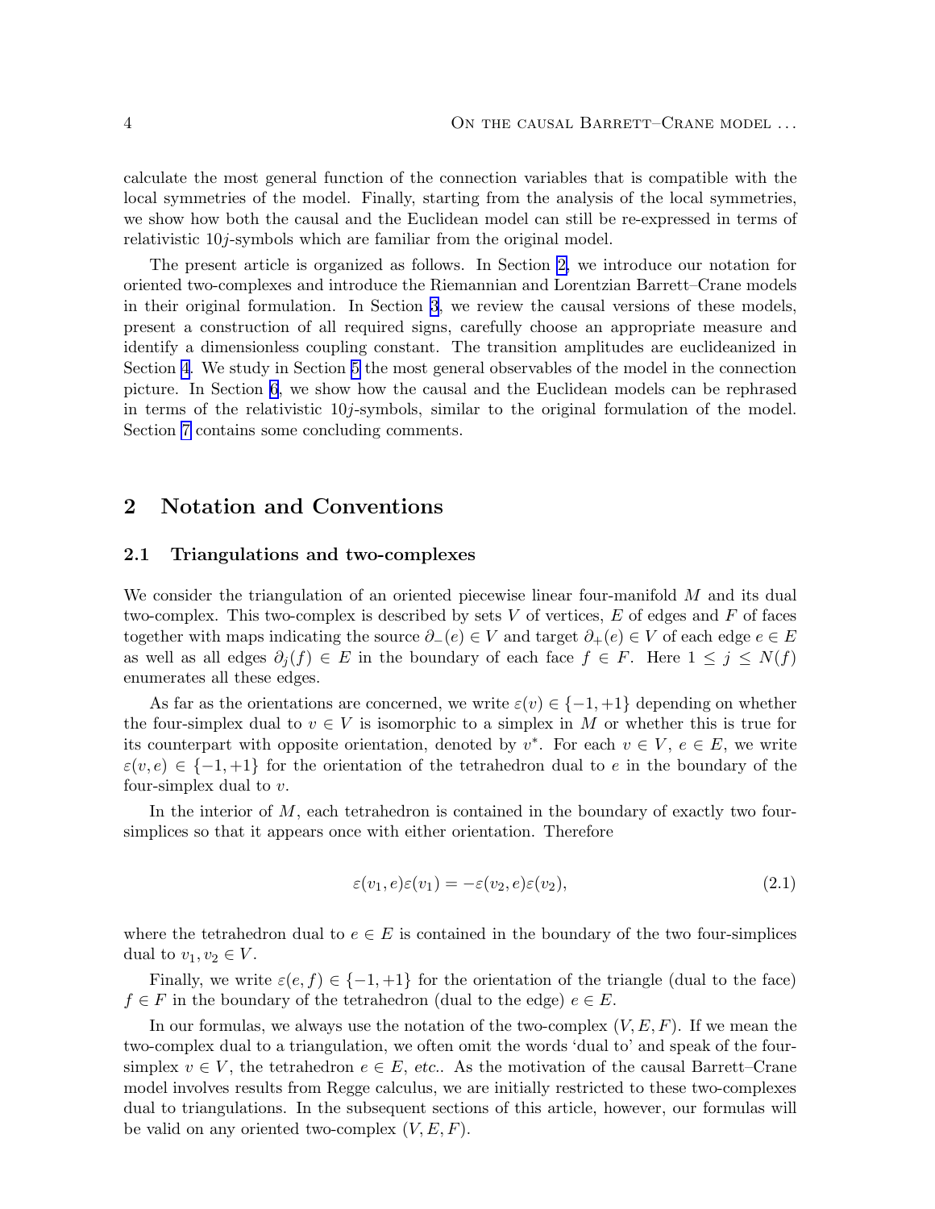calculate the most general function of the connection variables that is compatible with the local symmetries of the model. Finally, starting from the analysis of the local symmetries, we show how both the causal and the Euclidean model can still be re-expressed in terms of relativistic $10j$-symbols which are familiar from the original model.

The present article is organized as follows. In Section 2, we introduce our notation for oriented two-complexes and introduce the Riemannian and Lorentzian Barrett–Crane models in their original formulation. In Section 3, we review the causal versions of these models, present a construction of all required signs, carefully choose an appropriate measure and identify a dimensionless coupling constant. The transition amplitudes are euclideanized in Section 4. We study in Section 5 the most general observables of the model in the connection picture. In Section 6, we show how the causal and the Euclidean models can be rephrased in terms of the relativistic $10j$-symbols, similar to the original formulation of the model. Section 7 contains some concluding comments.

## 2 Notation and Conventions

### 2.1 Triangulations and two-complexes

We consider the triangulation of an oriented piecewise linear four-manifold $M$ and its dual two-complex. This two-complex is described by sets $V$ of vertices, $E$ of edges and $F$ of faces together with maps indicating the source $\partial_-(e) \in V$ and target $\partial_+(e) \in V$ of each edge $e \in E$ as well as all edges $\partial_j(f) \in E$ in the boundary of each face $f \in F$. Here $1 \leq j \leq N(f)$ enumerates all these edges.

As far as the orientations are concerned, we write $\varepsilon(v) \in \{-1, +1\}$ depending on whether the four-simplex dual to $v \in V$ is isomorphic to a simplex in $M$ or whether this is true for its counterpart with opposite orientation, denoted by $v^*$. For each $v \in V$, $e \in E$, we write $\varepsilon(v, e) \in \{-1, +1\}$ for the orientation of the tetrahedron dual to $e$ in the boundary of the four-simplex dual to $v$.

In the interior of $M$, each tetrahedron is contained in the boundary of exactly two four-simplices so that it appears once with either orientation. Therefore

$$\varepsilon(v_1, e)\varepsilon(v_1) = -\varepsilon(v_2, e)\varepsilon(v_2), \tag{2.1}$$

where the tetrahedron dual to $e \in E$ is contained in the boundary of the two four-simplices dual to $v_1, v_2 \in V$.

Finally, we write $\varepsilon(e, f) \in \{-1, +1\}$ for the orientation of the triangle (dual to the face) $f \in F$ in the boundary of the tetrahedron (dual to the edge) $e \in E$.

In our formulas, we always use the notation of the two-complex $(V, E, F)$. If we mean the two-complex dual to a triangulation, we often omit the words 'dual to' and speak of the four-simplex $v \in V$, the tetrahedron $e \in E$, *etc.*. As the motivation of the causal Barrett–Crane model involves results from Regge calculus, we are initially restricted to these two-complexes dual to triangulations. In the subsequent sections of this article, however, our formulas will be valid on any oriented two-complex $(V, E, F)$.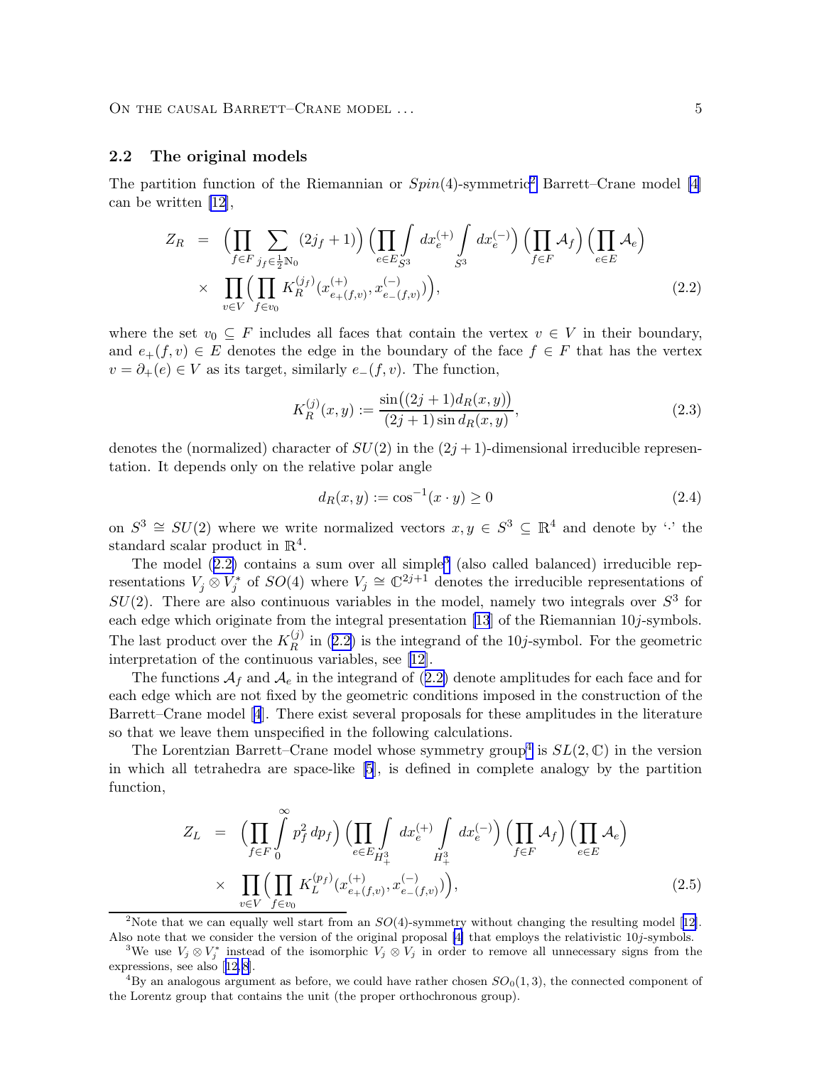## 2.2 The original models

The partition function of the Riemannian or $Spin(4)$-symmetric[2] Barrett–Crane model [4] can be written [12],

$$
\begin{aligned}
Z_R \;=\; & \Bigl(\prod_{f\in F}\sum_{j_f\in\frac{1}{2}\mathbb{N}_0}(2j_f+1)\Bigr)\Bigl(\prod_{e\in E}\int_{S^3}dx_e^{(+)}\int_{S^3}dx_e^{(-)}\Bigr)\Bigl(\prod_{f\in F}\mathcal{A}_f\Bigr)\Bigl(\prod_{e\in E}\mathcal{A}_e\Bigr)\\
\times\; & \prod_{v\in V}\Bigl(\prod_{f\in v_0}K_R^{(j_f)}(x^{(+)}_{e_+(f,v)},x^{(-)}_{e_-(f,v)})\Bigr),
\end{aligned}
\tag{2.2}
$$

where the set $v_0\subseteq F$ includes all faces that contain the vertex $v\in V$ in their boundary, and $e_+(f,v)\in E$ denotes the edge in the boundary of the face $f\in F$ that has the vertex $v=\partial_+(e)\in V$ as its target, similarly $e_-(f,v)$. The function,

$$
K_R^{(j)}(x,y):=\frac{\sin\bigl((2j+1)d_R(x,y)\bigr)}{(2j+1)\sin d_R(x,y)},
\tag{2.3}
$$

denotes the (normalized) character of $SU(2)$ in the $(2j+1)$-dimensional irreducible representation. It depends only on the relative polar angle

$$
d_R(x,y):=\cos^{-1}(x\cdot y)\geq 0
\tag{2.4}
$$

on $S^3\cong SU(2)$ where we write normalized vectors $x,y\in S^3\subseteq\mathbb{R}^4$ and denote by '$\cdot$' the standard scalar product in $\mathbb{R}^4$.

The model (2.2) contains a sum over all simple[3] (also called balanced) irreducible representations $V_j\otimes V_j^*$ of $SO(4)$ where $V_j\cong\mathbb{C}^{2j+1}$ denotes the irreducible representations of $SU(2)$. There are also continuous variables in the model, namely two integrals over $S^3$ for each edge which originate from the integral presentation [13] of the Riemannian $10j$-symbols. The last product over the $K_R^{(j)}$ in (2.2) is the integrand of the $10j$-symbol. For the geometric interpretation of the continuous variables, see [12].

The functions $\mathcal{A}_f$ and $\mathcal{A}_e$ in the integrand of (2.2) denote amplitudes for each face and for each edge which are not fixed by the geometric conditions imposed in the construction of the Barrett–Crane model [4]. There exist several proposals for these amplitudes in the literature so that we leave them unspecified in the following calculations.

The Lorentzian Barrett–Crane model whose symmetry group[4] is $SL(2,\mathbb{C})$ in the version in which all tetrahedra are space-like [5], is defined in complete analogy by the partition function,

$$
\begin{aligned}
Z_L \;=\; & \Bigl(\prod_{f\in F}\int_0^\infty p_f^2\,dp_f\Bigr)\Bigl(\prod_{e\in E}\int_{H_+^3}dx_e^{(+)}\int_{H_+^3}dx_e^{(-)}\Bigr)\Bigl(\prod_{f\in F}\mathcal{A}_f\Bigr)\Bigl(\prod_{e\in E}\mathcal{A}_e\Bigr)\\
\times\; & \prod_{v\in V}\Bigl(\prod_{f\in v_0}K_L^{(p_f)}(x^{(+)}_{e_+(f,v)},x^{(-)}_{e_-(f,v)})\Bigr),
\end{aligned}
\tag{2.5}
$$

---

[2] Note that we can equally well start from an $SO(4)$-symmetry without changing the resulting model [12]. Also note that we consider the version of the original proposal [4] that employs the relativistic $10j$-symbols.

[3] We use $V_j\otimes V_j^*$ instead of the isomorphic $V_j\otimes V_j$ in order to remove all unnecessary signs from the expressions, see also [12,8].

[4] By an analogous argument as before, we could have rather chosen $SO_0(1,3)$, the connected component of the Lorentz group that contains the unit (the proper orthochronous group).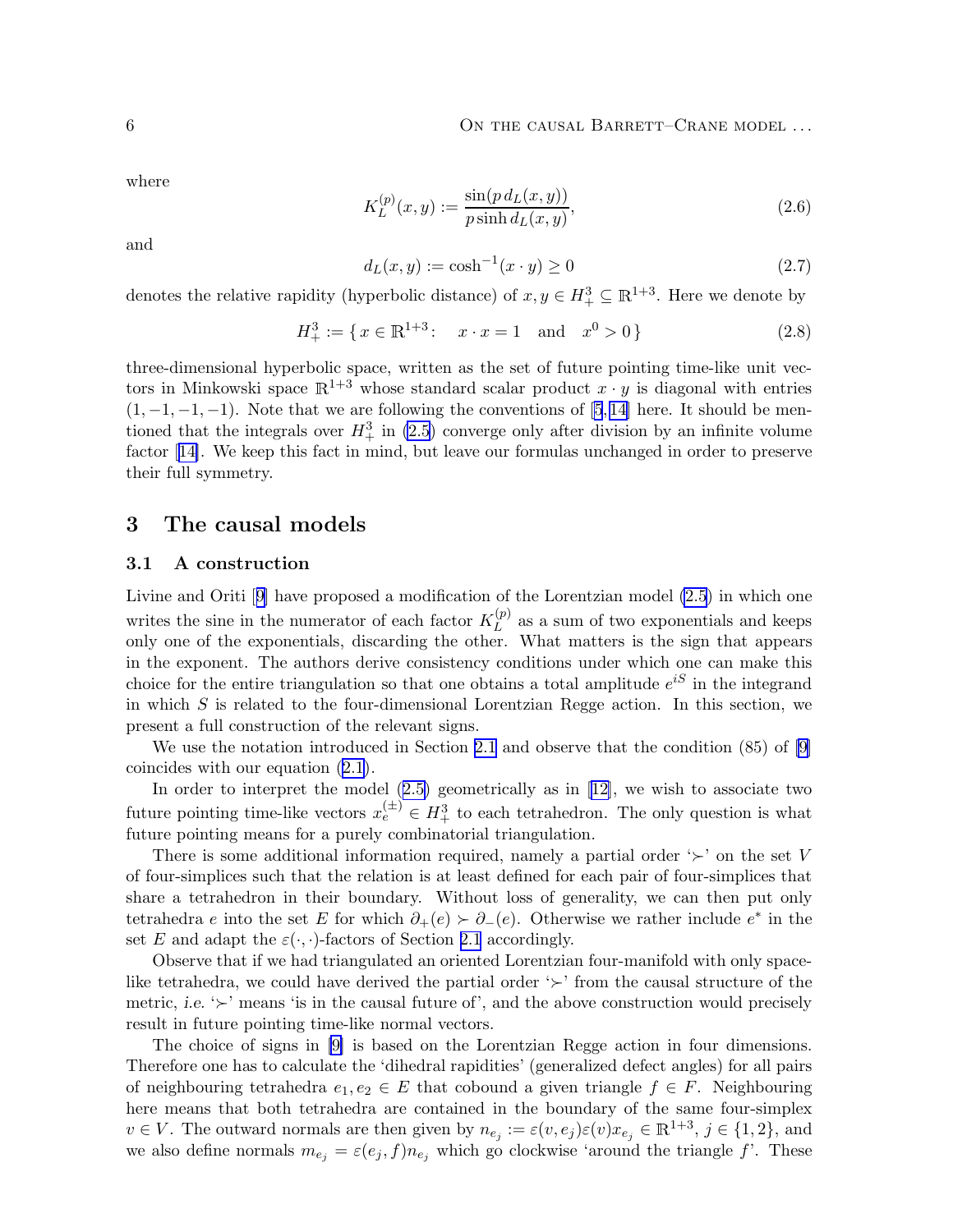where

$$K_L^{(p)}(x,y) := \frac{\sin(p\, d_L(x,y))}{p \sinh d_L(x,y)}, \tag{2.6}$$

and

$$d_L(x,y) := \cosh^{-1}(x \cdot y) \geq 0 \tag{2.7}$$

denotes the relative rapidity (hyperbolic distance) of $x, y \in H_+^3 \subseteq \mathbb{R}^{1+3}$. Here we denote by

$$H_+^3 := \{\, x \in \mathbb{R}^{1+3} \colon \quad x \cdot x = 1 \quad \text{and} \quad x^0 > 0 \,\} \tag{2.8}$$

three-dimensional hyperbolic space, written as the set of future pointing time-like unit vectors in Minkowski space $\mathbb{R}^{1+3}$ whose standard scalar product $x \cdot y$ is diagonal with entries $(1, -1, -1, -1)$. Note that we are following the conventions of [5, 14] here. It should be mentioned that the integrals over $H_+^3$ in (2.5) converge only after division by an infinite volume factor [14]. We keep this fact in mind, but leave our formulas unchanged in order to preserve their full symmetry.

## 3 The causal models

### 3.1 A construction

Livine and Oriti [9] have proposed a modification of the Lorentzian model (2.5) in which one writes the sine in the numerator of each factor $K_L^{(p)}$ as a sum of two exponentials and keeps only one of the exponentials, discarding the other. What matters is the sign that appears in the exponent. The authors derive consistency conditions under which one can make this choice for the entire triangulation so that one obtains a total amplitude $e^{iS}$ in the integrand in which $S$ is related to the four-dimensional Lorentzian Regge action. In this section, we present a full construction of the relevant signs.

We use the notation introduced in Section 2.1 and observe that the condition (85) of [9] coincides with our equation (2.1).

In order to interpret the model (2.5) geometrically as in [12], we wish to associate two future pointing time-like vectors $x_e^{(\pm)} \in H_+^3$ to each tetrahedron. The only question is what future pointing means for a purely combinatorial triangulation.

There is some additional information required, namely a partial order '$\succ$' on the set $V$ of four-simplices such that the relation is at least defined for each pair of four-simplices that share a tetrahedron in their boundary. Without loss of generality, we can then put only tetrahedra $e$ into the set $E$ for which $\partial_+(e) \succ \partial_-(e)$. Otherwise we rather include $e^*$ in the set $E$ and adapt the $\varepsilon(\cdot,\cdot)$-factors of Section 2.1 accordingly.

Observe that if we had triangulated an oriented Lorentzian four-manifold with only space-like tetrahedra, we could have derived the partial order '$\succ$' from the causal structure of the metric, *i.e.* '$\succ$' means 'is in the causal future of', and the above construction would precisely result in future pointing time-like normal vectors.

The choice of signs in [9] is based on the Lorentzian Regge action in four dimensions. Therefore one has to calculate the 'dihedral rapidities' (generalized defect angles) for all pairs of neighbouring tetrahedra $e_1, e_2 \in E$ that cobound a given triangle $f \in F$. Neighbouring here means that both tetrahedra are contained in the boundary of the same four-simplex $v \in V$. The outward normals are then given by $n_{e_j} := \varepsilon(v, e_j)\varepsilon(v)x_{e_j} \in \mathbb{R}^{1+3}$, $j \in \{1, 2\}$, and we also define normals $m_{e_j} = \varepsilon(e_j, f)n_{e_j}$ which go clockwise 'around the triangle $f$'. These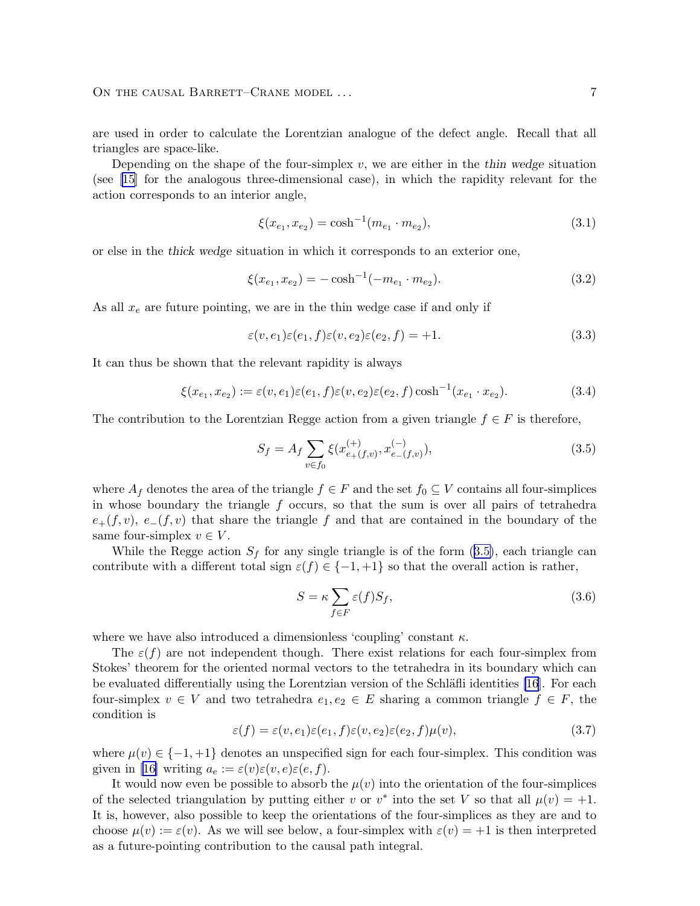are used in order to calculate the Lorentzian analogue of the defect angle. Recall that all triangles are space-like.

Depending on the shape of the four-simplex $v$, we are either in the *thin wedge* situation (see [15] for the analogous three-dimensional case), in which the rapidity relevant for the action corresponds to an interior angle,

$$\xi(x_{e_1}, x_{e_2}) = \cosh^{-1}(m_{e_1} \cdot m_{e_2}), \tag{3.1}$$

or else in the *thick wedge* situation in which it corresponds to an exterior one,

$$\xi(x_{e_1}, x_{e_2}) = -\cosh^{-1}(-m_{e_1} \cdot m_{e_2}). \tag{3.2}$$

As all $x_e$ are future pointing, we are in the thin wedge case if and only if

$$\varepsilon(v, e_1)\varepsilon(e_1, f)\varepsilon(v, e_2)\varepsilon(e_2, f) = +1. \tag{3.3}$$

It can thus be shown that the relevant rapidity is always

$$\xi(x_{e_1}, x_{e_2}) := \varepsilon(v, e_1)\varepsilon(e_1, f)\varepsilon(v, e_2)\varepsilon(e_2, f)\cosh^{-1}(x_{e_1} \cdot x_{e_2}). \tag{3.4}$$

The contribution to the Lorentzian Regge action from a given triangle $f \in F$ is therefore,

$$S_f = A_f \sum_{v \in f_0} \xi(x^{(+)}_{e_+(f,v)}, x^{(-)}_{e_-(f,v)}), \tag{3.5}$$

where $A_f$ denotes the area of the triangle $f \in F$ and the set $f_0 \subseteq V$ contains all four-simplices in whose boundary the triangle $f$ occurs, so that the sum is over all pairs of tetrahedra $e_+(f, v)$, $e_-(f, v)$ that share the triangle $f$ and that are contained in the boundary of the same four-simplex $v \in V$.

While the Regge action $S_f$ for any single triangle is of the form (3.5), each triangle can contribute with a different total sign $\varepsilon(f) \in \{-1, +1\}$ so that the overall action is rather,

$$S = \kappa \sum_{f \in F} \varepsilon(f) S_f, \tag{3.6}$$

where we have also introduced a dimensionless 'coupling' constant $\kappa$.

The $\varepsilon(f)$ are not independent though. There exist relations for each four-simplex from Stokes' theorem for the oriented normal vectors to the tetrahedra in its boundary which can be evaluated differentially using the Lorentzian version of the Schläfli identities [16]. For each four-simplex $v \in V$ and two tetrahedra $e_1, e_2 \in E$ sharing a common triangle $f \in F$, the condition is

$$\varepsilon(f) = \varepsilon(v, e_1)\varepsilon(e_1, f)\varepsilon(v, e_2)\varepsilon(e_2, f)\mu(v), \tag{3.7}$$

where $\mu(v) \in \{-1, +1\}$ denotes an unspecified sign for each four-simplex. This condition was given in [16] writing $a_e := \varepsilon(v)\varepsilon(v, e)\varepsilon(e, f)$.

It would now even be possible to absorb the $\mu(v)$ into the orientation of the four-simplices of the selected triangulation by putting either $v$ or $v^*$ into the set $V$ so that all $\mu(v) = +1$. It is, however, also possible to keep the orientations of the four-simplices as they are and to choose $\mu(v) := \varepsilon(v)$. As we will see below, a four-simplex with $\varepsilon(v) = +1$ is then interpreted as a future-pointing contribution to the causal path integral.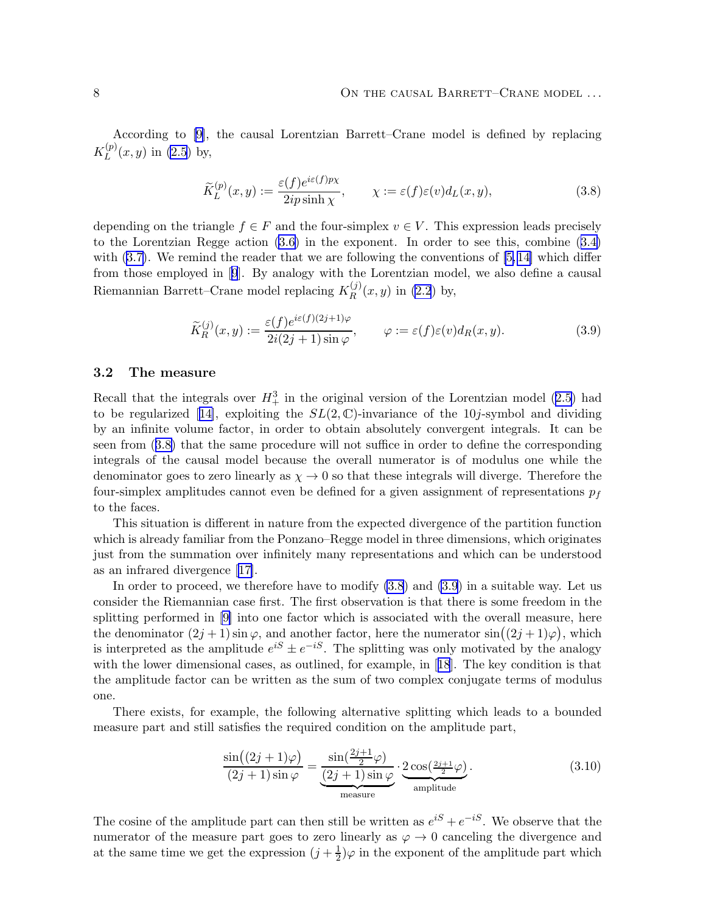According to [9], the causal Lorentzian Barrett–Crane model is defined by replacing $K_L^{(p)}(x,y)$ in (2.5) by,

$$\widetilde{K}_L^{(p)}(x,y) := \frac{\varepsilon(f)e^{i\varepsilon(f)p\chi}}{2ip\sinh\chi}, \qquad \chi := \varepsilon(f)\varepsilon(v)d_L(x,y), \tag{3.8}$$

depending on the triangle $f \in F$ and the four-simplex $v \in V$. This expression leads precisely to the Lorentzian Regge action (3.6) in the exponent. In order to see this, combine (3.4) with (3.7). We remind the reader that we are following the conventions of [5,14] which differ from those employed in [9]. By analogy with the Lorentzian model, we also define a causal Riemannian Barrett–Crane model replacing $K_R^{(j)}(x,y)$ in (2.2) by,

$$\widetilde{K}_R^{(j)}(x,y) := \frac{\varepsilon(f)e^{i\varepsilon(f)(2j+1)\varphi}}{2i(2j+1)\sin\varphi}, \qquad \varphi := \varepsilon(f)\varepsilon(v)d_R(x,y). \tag{3.9}$$

### 3.2 The measure

Recall that the integrals over $H_+^3$ in the original version of the Lorentzian model (2.5) had to be regularized [14], exploiting the $SL(2,\mathbb{C})$-invariance of the $10j$-symbol and dividing by an infinite volume factor, in order to obtain absolutely convergent integrals. It can be seen from (3.8) that the same procedure will not suffice in order to define the corresponding integrals of the causal model because the overall numerator is of modulus one while the denominator goes to zero linearly as $\chi \to 0$ so that these integrals will diverge. Therefore the four-simplex amplitudes cannot even be defined for a given assignment of representations $p_f$ to the faces.

This situation is different in nature from the expected divergence of the partition function which is already familiar from the Ponzano–Regge model in three dimensions, which originates just from the summation over infinitely many representations and which can be understood as an infrared divergence [17].

In order to proceed, we therefore have to modify (3.8) and (3.9) in a suitable way. Let us consider the Riemannian case first. The first observation is that there is some freedom in the splitting performed in [9] into one factor which is associated with the overall measure, here the denominator $(2j+1)\sin\varphi$, and another factor, here the numerator $\sin\big((2j+1)\varphi\big)$, which is interpreted as the amplitude $e^{iS} \pm e^{-iS}$. The splitting was only motivated by the analogy with the lower dimensional cases, as outlined, for example, in [18]. The key condition is that the amplitude factor can be written as the sum of two complex conjugate terms of modulus one.

There exists, for example, the following alternative splitting which leads to a bounded measure part and still satisfies the required condition on the amplitude part,

$$\frac{\sin\big((2j+1)\varphi\big)}{(2j+1)\sin\varphi} = \underbrace{\frac{\sin(\frac{2j+1}{2}\varphi)}{(2j+1)\sin\varphi}}_{\text{measure}} \cdot \underbrace{2\cos(\tfrac{2j+1}{2}\varphi)}_{\text{amplitude}}. \tag{3.10}$$

The cosine of the amplitude part can then still be written as $e^{iS} + e^{-iS}$. We observe that the numerator of the measure part goes to zero linearly as $\varphi \to 0$ canceling the divergence and at the same time we get the expression $(j+\frac{1}{2})\varphi$ in the exponent of the amplitude part which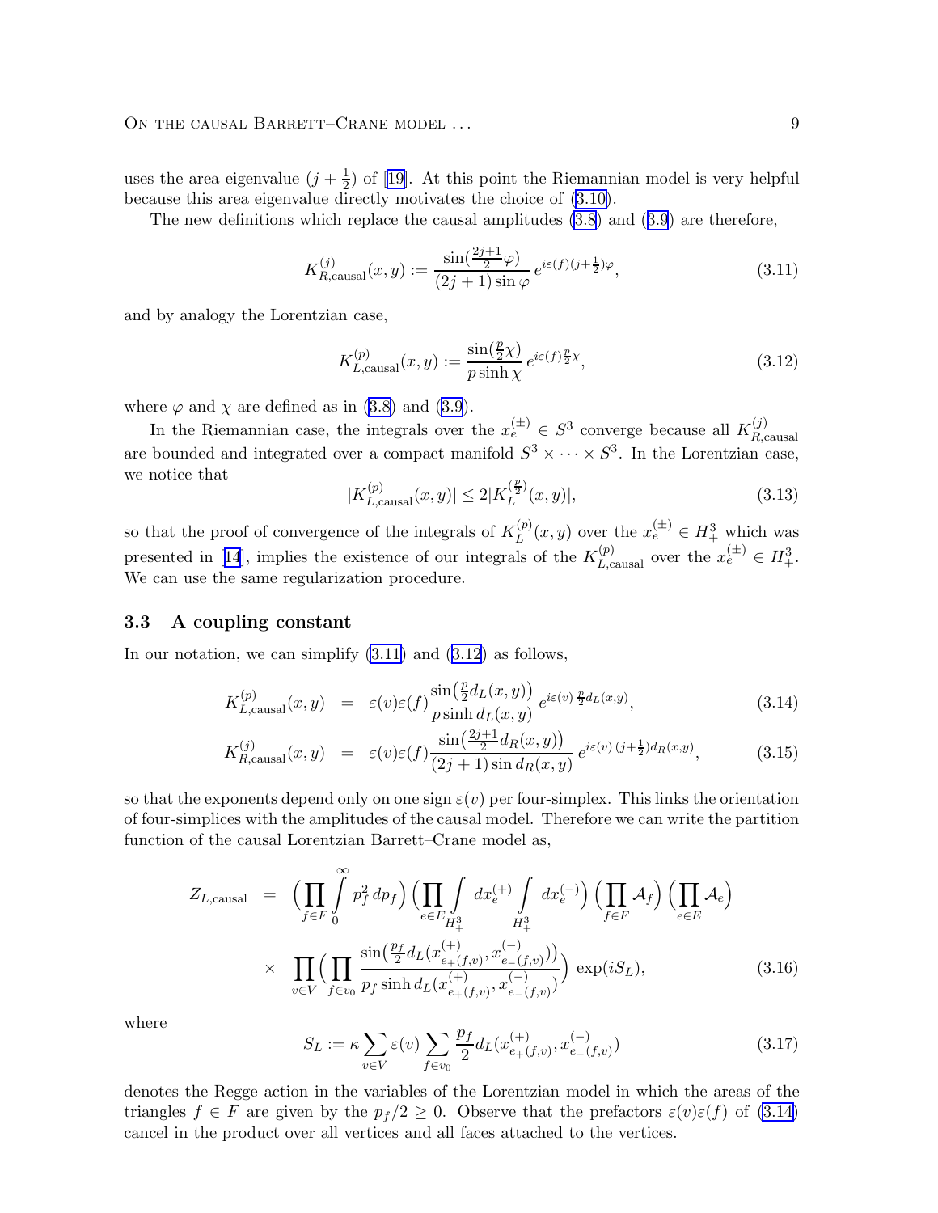uses the area eigenvalue $(j+\frac{1}{2})$ of [19]. At this point the Riemannian model is very helpful because this area eigenvalue directly motivates the choice of (3.10).

The new definitions which replace the causal amplitudes (3.8) and (3.9) are therefore,

$$K^{(j)}_{R,\mathrm{causal}}(x,y) := \frac{\sin(\frac{2j+1}{2}\varphi)}{(2j+1)\sin\varphi}\, e^{i\varepsilon(f)(j+\frac{1}{2})\varphi}, \tag{3.11}$$

and by analogy the Lorentzian case,

$$K^{(p)}_{L,\mathrm{causal}}(x,y) := \frac{\sin(\frac{p}{2}\chi)}{p\sinh\chi}\, e^{i\varepsilon(f)\frac{p}{2}\chi}, \tag{3.12}$$

where $\varphi$ and $\chi$ are defined as in (3.8) and (3.9).

In the Riemannian case, the integrals over the $x_e^{(\pm)}\in S^3$ converge because all $K^{(j)}_{R,\mathrm{causal}}$ are bounded and integrated over a compact manifold $S^3\times\cdots\times S^3$. In the Lorentzian case, we notice that

$$|K^{(p)}_{L,\mathrm{causal}}(x,y)| \leq 2|K^{(\frac{p}{2})}_{L}(x,y)|, \tag{3.13}$$

so that the proof of convergence of the integrals of $K^{(p)}_L(x,y)$ over the $x_e^{(\pm)}\in H^3_+$ which was presented in [14], implies the existence of our integrals of the $K^{(p)}_{L,\mathrm{causal}}$ over the $x_e^{(\pm)}\in H^3_+$. We can use the same regularization procedure.

### 3.3 A coupling constant

In our notation, we can simplify (3.11) and (3.12) as follows,

$$K^{(p)}_{L,\mathrm{causal}}(x,y) = \varepsilon(v)\varepsilon(f)\frac{\sin\bigl(\frac{p}{2}d_L(x,y)\bigr)}{p\sinh d_L(x,y)}\, e^{i\varepsilon(v)\,\frac{p}{2}d_L(x,y)}, \tag{3.14}$$

$$K^{(j)}_{R,\mathrm{causal}}(x,y) = \varepsilon(v)\varepsilon(f)\frac{\sin\bigl(\frac{2j+1}{2}d_R(x,y)\bigr)}{(2j+1)\sin d_R(x,y)}\, e^{i\varepsilon(v)\,(j+\frac{1}{2})d_R(x,y)}, \tag{3.15}$$

so that the exponents depend only on one sign $\varepsilon(v)$ per four-simplex. This links the orientation of four-simplices with the amplitudes of the causal model. Therefore we can write the partition function of the causal Lorentzian Barrett–Crane model as,

$$\begin{aligned} Z_{L,\mathrm{causal}} &= \Bigl(\prod_{f\in F}\int_0^\infty p_f^2\,dp_f\Bigr)\Bigl(\prod_{e\in E}\int_{H^3_+}dx_e^{(+)}\int_{H^3_+}dx_e^{(-)}\Bigr)\Bigl(\prod_{f\in F}\mathcal{A}_f\Bigr)\Bigl(\prod_{e\in E}\mathcal{A}_e\Bigr)\\ &\times \prod_{v\in V}\Bigl(\prod_{f\in v_0}\frac{\sin\bigl(\frac{p_f}{2}d_L(x^{(+)}_{e_+(f,v)},x^{(-)}_{e_-(f,v)})\bigr)}{p_f\sinh d_L(x^{(+)}_{e_+(f,v)},x^{(-)}_{e_-(f,v)})}\Bigr)\,\exp(iS_L), \end{aligned} \tag{3.16}$$

where

$$S_L := \kappa\sum_{v\in V}\varepsilon(v)\sum_{f\in v_0}\frac{p_f}{2}d_L(x^{(+)}_{e_+(f,v)},x^{(-)}_{e_-(f,v)}) \tag{3.17}$$

denotes the Regge action in the variables of the Lorentzian model in which the areas of the triangles $f\in F$ are given by the $p_f/2\geq 0$. Observe that the prefactors $\varepsilon(v)\varepsilon(f)$ of (3.14) cancel in the product over all vertices and all faces attached to the vertices.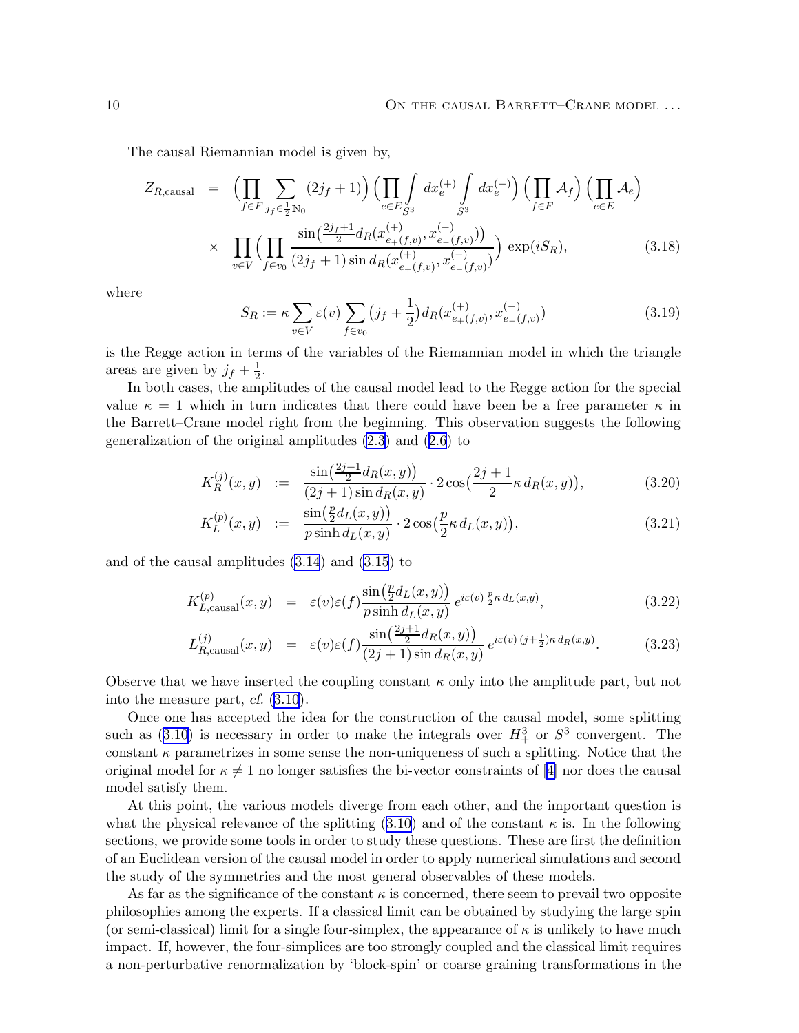The causal Riemannian model is given by,

$$
\begin{aligned}
Z_{R,\text{causal}} &= \Bigl(\prod_{f\in F}\sum_{j_f\in\frac{1}{2}\mathbb{N}_0}(2j_f+1)\Bigr)\Bigl(\prod_{e\in E}\int_{S^3}dx_e^{(+)}\int_{S^3}dx_e^{(-)}\Bigr)\Bigl(\prod_{f\in F}\mathcal{A}_f\Bigr)\Bigl(\prod_{e\in E}\mathcal{A}_e\Bigr)\\
&\quad\times \prod_{v\in V}\Bigl(\prod_{f\in v_0}\frac{\sin\bigl(\frac{2j_f+1}{2}d_R(x^{(+)}_{e_+(f,v)},x^{(-)}_{e_-(f,v)})\bigr)}{(2j_f+1)\sin d_R(x^{(+)}_{e_+(f,v)},x^{(-)}_{e_-(f,v)})}\Bigr)\,\exp(iS_R),
\end{aligned}
\tag{3.18}
$$

where

$$
S_R := \kappa\sum_{v\in V}\varepsilon(v)\sum_{f\in v_0}\bigl(j_f+\frac{1}{2}\bigr)d_R(x^{(+)}_{e_+(f,v)},x^{(-)}_{e_-(f,v)})
\tag{3.19}
$$

is the Regge action in terms of the variables of the Riemannian model in which the triangle areas are given by $j_f+\frac{1}{2}$.

In both cases, the amplitudes of the causal model lead to the Regge action for the special value $\kappa=1$ which in turn indicates that there could have been be a free parameter $\kappa$ in the Barrett–Crane model right from the beginning. This observation suggests the following generalization of the original amplitudes (2.3) and (2.6) to

$$
K_R^{(j)}(x,y) := \frac{\sin\bigl(\frac{2j+1}{2}d_R(x,y)\bigr)}{(2j+1)\sin d_R(x,y)}\cdot 2\cos\bigl(\frac{2j+1}{2}\kappa\, d_R(x,y)\bigr),
\tag{3.20}
$$

$$
K_L^{(p)}(x,y) := \frac{\sin\bigl(\frac{p}{2}d_L(x,y)\bigr)}{p\sinh d_L(x,y)}\cdot 2\cos\bigl(\frac{p}{2}\kappa\, d_L(x,y)\bigr),
\tag{3.21}
$$

and of the causal amplitudes (3.14) and (3.15) to

$$
K_{L,\text{causal}}^{(p)}(x,y) = \varepsilon(v)\varepsilon(f)\frac{\sin\bigl(\frac{p}{2}d_L(x,y)\bigr)}{p\sinh d_L(x,y)}\,e^{i\varepsilon(v)\,\frac{p}{2}\kappa\, d_L(x,y)},
\tag{3.22}
$$

$$
L_{R,\text{causal}}^{(j)}(x,y) = \varepsilon(v)\varepsilon(f)\frac{\sin\bigl(\frac{2j+1}{2}d_R(x,y)\bigr)}{(2j+1)\sin d_R(x,y)}\,e^{i\varepsilon(v)\,(j+\frac{1}{2})\kappa\, d_R(x,y)}.
\tag{3.23}
$$

Observe that we have inserted the coupling constant $\kappa$ only into the amplitude part, but not into the measure part, *cf.* (3.10).

Once one has accepted the idea for the construction of the causal model, some splitting such as (3.10) is necessary in order to make the integrals over $H^3_+$ or $S^3$ convergent. The constant $\kappa$ parametrizes in some sense the non-uniqueness of such a splitting. Notice that the original model for $\kappa\neq 1$ no longer satisfies the bi-vector constraints of [4] nor does the causal model satisfy them.

At this point, the various models diverge from each other, and the important question is what the physical relevance of the splitting (3.10) and of the constant $\kappa$ is. In the following sections, we provide some tools in order to study these questions. These are first the definition of an Euclidean version of the causal model in order to apply numerical simulations and second the study of the symmetries and the most general observables of these models.

As far as the significance of the constant $\kappa$ is concerned, there seem to prevail two opposite philosophies among the experts. If a classical limit can be obtained by studying the large spin (or semi-classical) limit for a single four-simplex, the appearance of $\kappa$ is unlikely to have much impact. If, however, the four-simplices are too strongly coupled and the classical limit requires a non-perturbative renormalization by 'block-spin' or coarse graining transformations in the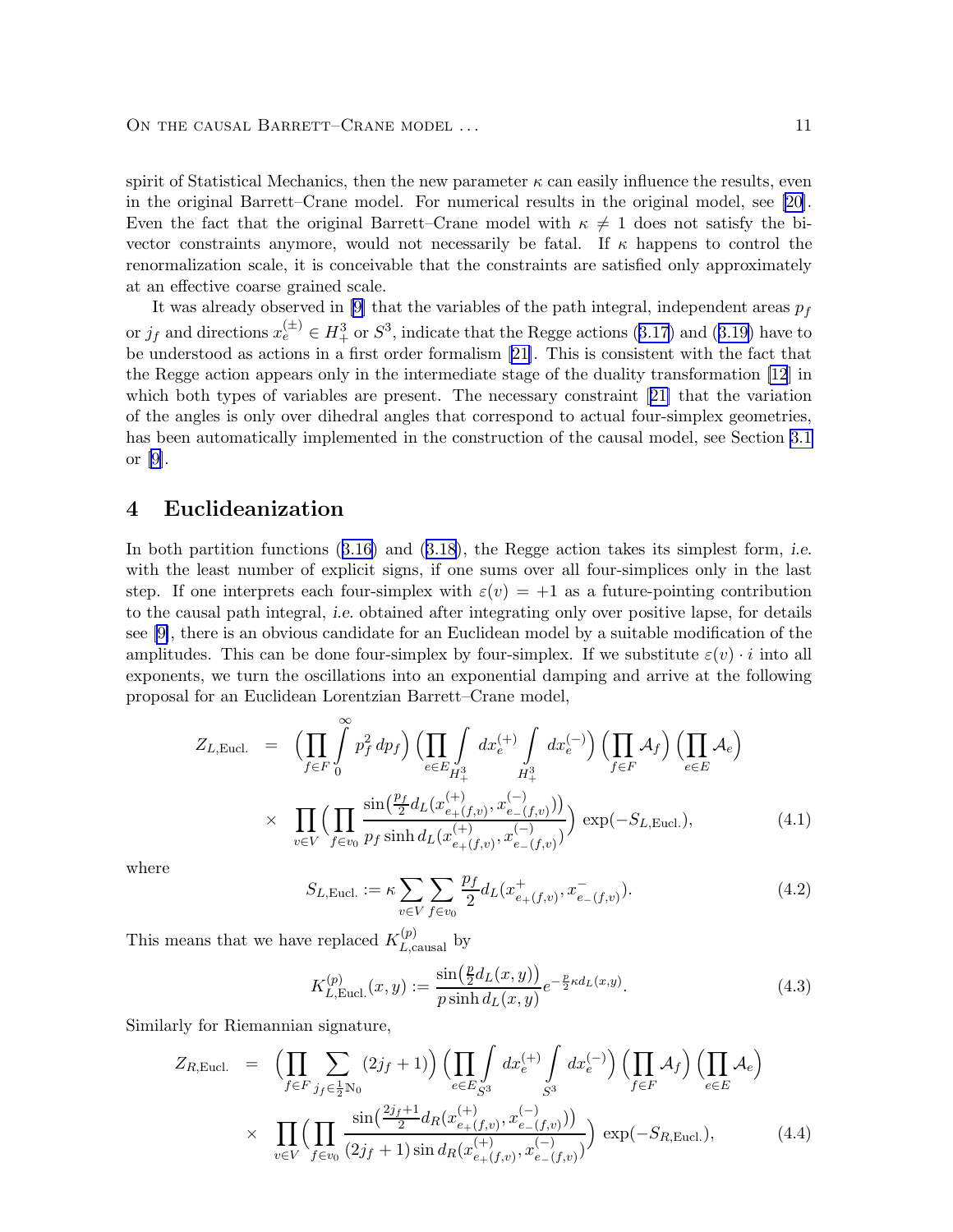spirit of Statistical Mechanics, then the new parameter $\kappa$ can easily influence the results, even in the original Barrett–Crane model. For numerical results in the original model, see [20]. Even the fact that the original Barrett–Crane model with $\kappa \neq 1$ does not satisfy the bivector constraints anymore, would not necessarily be fatal. If $\kappa$ happens to control the renormalization scale, it is conceivable that the constraints are satisfied only approximately at an effective coarse grained scale.

It was already observed in [9] that the variables of the path integral, independent areas $p_f$ or $j_f$ and directions $x_e^{(\pm)} \in H_+^3$ or $S^3$, indicate that the Regge actions (3.17) and (3.19) have to be understood as actions in a first order formalism [21]. This is consistent with the fact that the Regge action appears only in the intermediate stage of the duality transformation [12] in which both types of variables are present. The necessary constraint [21] that the variation of the angles is only over dihedral angles that correspond to actual four-simplex geometries, has been automatically implemented in the construction of the causal model, see Section 3.1 or [9].

## 4 Euclideanization

In both partition functions (3.16) and (3.18), the Regge action takes its simplest form, *i.e.* with the least number of explicit signs, if one sums over all four-simplices only in the last step. If one interprets each four-simplex with $\varepsilon(v) = +1$ as a future-pointing contribution to the causal path integral, *i.e.* obtained after integrating only over positive lapse, for details see [9], there is an obvious candidate for an Euclidean model by a suitable modification of the amplitudes. This can be done four-simplex by four-simplex. If we substitute $\varepsilon(v) \cdot i$ into all exponents, we turn the oscillations into an exponential damping and arrive at the following proposal for an Euclidean Lorentzian Barrett–Crane model,

$$
\begin{aligned}
Z_{L,\text{Eucl.}} &= \Bigl(\prod_{f\in F}\int_0^\infty p_f^2\,dp_f\Bigr)\Bigl(\prod_{e\in E}\int_{H_+^3} dx_e^{(+)}\int_{H_+^3} dx_e^{(-)}\Bigr)\Bigl(\prod_{f\in F}\mathcal{A}_f\Bigr)\Bigl(\prod_{e\in E}\mathcal{A}_e\Bigr)\\
&\times \prod_{v\in V}\Bigl(\prod_{f\in v_0}\frac{\sin\bigl(\frac{p_f}{2}d_L(x^{(+)}_{e_+(f,v)},x^{(-)}_{e_-(f,v)})\bigr)}{p_f\sinh d_L(x^{(+)}_{e_+(f,v)},x^{(-)}_{e_-(f,v)})}\Bigr)\,\exp(-S_{L,\text{Eucl.}}),
\end{aligned}
\tag{4.1}
$$

where

$$
S_{L,\text{Eucl.}} := \kappa\sum_{v\in V}\sum_{f\in v_0}\frac{p_f}{2}d_L(x^+_{e_+(f,v)},x^-_{e_-(f,v)}).
\tag{4.2}
$$

This means that we have replaced $K^{(p)}_{L,\text{causal}}$ by

$$
K^{(p)}_{L,\text{Eucl.}}(x,y) := \frac{\sin\bigl(\frac{p}{2}d_L(x,y)\bigr)}{p\sinh d_L(x,y)}e^{-\frac{p}{2}\kappa d_L(x,y)}.
\tag{4.3}
$$

Similarly for Riemannian signature,

$$
\begin{aligned}
Z_{R,\text{Eucl.}} &= \Bigl(\prod_{f\in F}\sum_{j_f\in\frac{1}{2}\mathbb{N}_0}(2j_f+1)\Bigr)\Bigl(\prod_{e\in E}\int_{S^3} dx_e^{(+)}\int_{S^3} dx_e^{(-)}\Bigr)\Bigl(\prod_{f\in F}\mathcal{A}_f\Bigr)\Bigl(\prod_{e\in E}\mathcal{A}_e\Bigr)\\
&\times \prod_{v\in V}\Bigl(\prod_{f\in v_0}\frac{\sin\bigl(\frac{2j_f+1}{2}d_R(x^{(+)}_{e_+(f,v)},x^{(-)}_{e_-(f,v)})\bigr)}{(2j_f+1)\sin d_R(x^{(+)}_{e_+(f,v)},x^{(-)}_{e_-(f,v)})}\Bigr)\,\exp(-S_{R,\text{Eucl.}}),
\end{aligned}
\tag{4.4}
$$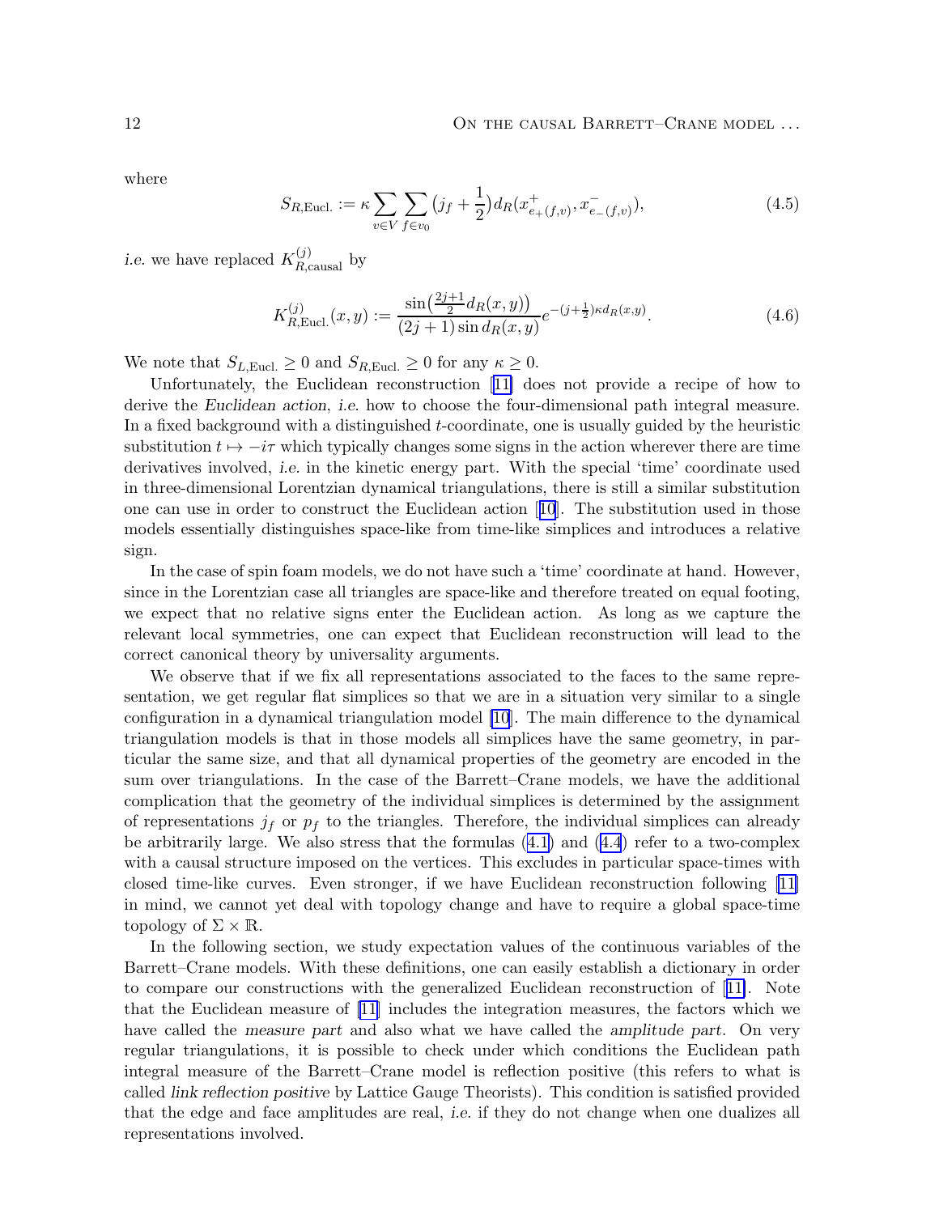where

$$S_{R,\mathrm{Eucl.}} := \kappa \sum_{v\in V} \sum_{f\in v_0} \bigl(j_f + \frac{1}{2}\bigr) d_R(x^+_{e_+(f,v)}, x^-_{e_-(f,v)}), \tag{4.5}$$

*i.e.* we have replaced $K^{(j)}_{R,\mathrm{causal}}$ by

$$K^{(j)}_{R,\mathrm{Eucl.}}(x,y) := \frac{\sin\bigl(\frac{2j+1}{2} d_R(x,y)\bigr)}{(2j+1)\sin d_R(x,y)} e^{-(j+\frac{1}{2})\kappa d_R(x,y)}. \tag{4.6}$$

We note that $S_{L,\mathrm{Eucl.}} \geq 0$ and $S_{R,\mathrm{Eucl.}} \geq 0$ for any $\kappa \geq 0$.

Unfortunately, the Euclidean reconstruction [11] does not provide a recipe of how to derive the *Euclidean action*, *i.e.* how to choose the four-dimensional path integral measure. In a fixed background with a distinguished $t$-coordinate, one is usually guided by the heuristic substitution $t \mapsto -i\tau$ which typically changes some signs in the action wherever there are time derivatives involved, *i.e.* in the kinetic energy part. With the special 'time' coordinate used in three-dimensional Lorentzian dynamical triangulations, there is still a similar substitution one can use in order to construct the Euclidean action [10]. The substitution used in those models essentially distinguishes space-like from time-like simplices and introduces a relative sign.

In the case of spin foam models, we do not have such a 'time' coordinate at hand. However, since in the Lorentzian case all triangles are space-like and therefore treated on equal footing, we expect that no relative signs enter the Euclidean action. As long as we capture the relevant local symmetries, one can expect that Euclidean reconstruction will lead to the correct canonical theory by universality arguments.

We observe that if we fix all representations associated to the faces to the same representation, we get regular flat simplices so that we are in a situation very similar to a single configuration in a dynamical triangulation model [10]. The main difference to the dynamical triangulation models is that in those models all simplices have the same geometry, in particular the same size, and that all dynamical properties of the geometry are encoded in the sum over triangulations. In the case of the Barrett–Crane models, we have the additional complication that the geometry of the individual simplices is determined by the assignment of representations $j_f$ or $p_f$ to the triangles. Therefore, the individual simplices can already be arbitrarily large. We also stress that the formulas (4.1) and (4.4) refer to a two-complex with a causal structure imposed on the vertices. This excludes in particular space-times with closed time-like curves. Even stronger, if we have Euclidean reconstruction following [11] in mind, we cannot yet deal with topology change and have to require a global space-time topology of $\Sigma \times \mathbb{R}$.

In the following section, we study expectation values of the continuous variables of the Barrett–Crane models. With these definitions, one can easily establish a dictionary in order to compare our constructions with the generalized Euclidean reconstruction of [11]. Note that the Euclidean measure of [11] includes the integration measures, the factors which we have called the *measure part* and also what we have called the *amplitude part*. On very regular triangulations, it is possible to check under which conditions the Euclidean path integral measure of the Barrett–Crane model is reflection positive (this refers to what is called *link reflection positive* by Lattice Gauge Theorists). This condition is satisfied provided that the edge and face amplitudes are real, *i.e.* if they do not change when one dualizes all representations involved.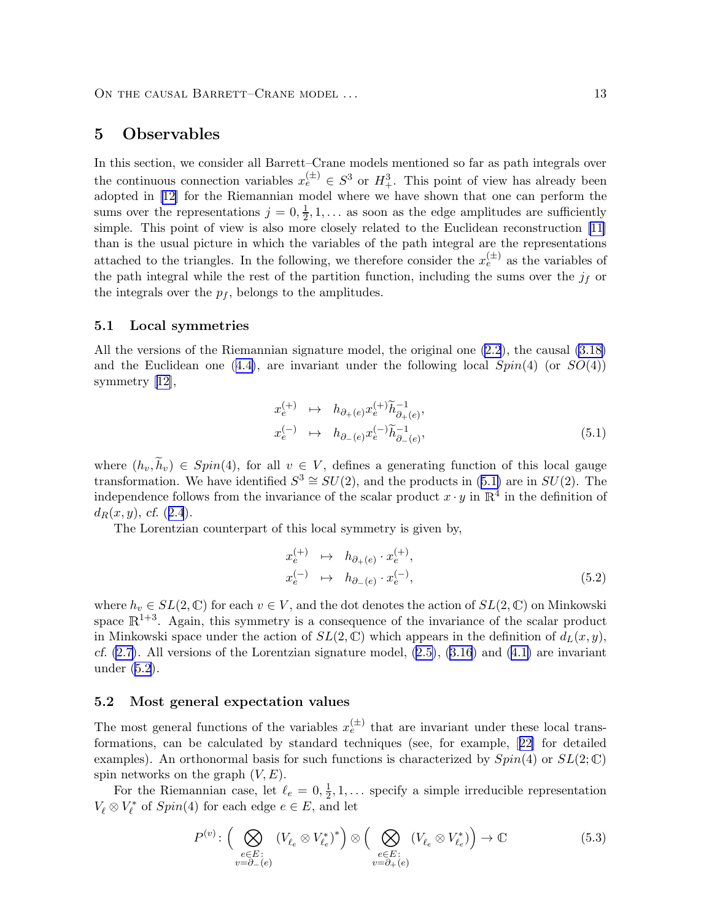## 5 Observables

In this section, we consider all Barrett–Crane models mentioned so far as path integrals over the continuous connection variables $x_e^{(\pm)} \in S^3$ or $H_+^3$. This point of view has already been adopted in [12] for the Riemannian model where we have shown that one can perform the sums over the representations $j = 0, \frac{1}{2}, 1, \ldots$ as soon as the edge amplitudes are sufficiently simple. This point of view is also more closely related to the Euclidean reconstruction [11] than is the usual picture in which the variables of the path integral are the representations attached to the triangles. In the following, we therefore consider the $x_e^{(\pm)}$ as the variables of the path integral while the rest of the partition function, including the sums over the $j_f$ or the integrals over the $p_f$, belongs to the amplitudes.

### 5.1 Local symmetries

All the versions of the Riemannian signature model, the original one (2.2), the causal (3.18) and the Euclidean one (4.4), are invariant under the following local $Spin(4)$ (or $SO(4)$) symmetry [12],

$$
\begin{aligned}
x_e^{(+)} &\mapsto h_{\partial_+(e)} x_e^{(+)} \widetilde{h}_{\partial_+(e)}^{-1}, \\
x_e^{(-)} &\mapsto h_{\partial_-(e)} x_e^{(-)} \widetilde{h}_{\partial_-(e)}^{-1},
\end{aligned}
\tag{5.1}
$$

where $(h_v, \widetilde{h}_v) \in Spin(4)$, for all $v \in V$, defines a generating function of this local gauge transformation. We have identified $S^3 \cong SU(2)$, and the products in (5.1) are in $SU(2)$. The independence follows from the invariance of the scalar product $x \cdot y$ in $\mathbb{R}^4$ in the definition of $d_R(x, y)$, *cf.* (2.4).

The Lorentzian counterpart of this local symmetry is given by,

$$
\begin{aligned}
x_e^{(+)} &\mapsto h_{\partial_+(e)} \cdot x_e^{(+)}, \\
x_e^{(-)} &\mapsto h_{\partial_-(e)} \cdot x_e^{(-)},
\end{aligned}
\tag{5.2}
$$

where $h_v \in SL(2, \mathbb{C})$ for each $v \in V$, and the dot denotes the action of $SL(2, \mathbb{C})$ on Minkowski space $\mathbb{R}^{1+3}$. Again, this symmetry is a consequence of the invariance of the scalar product in Minkowski space under the action of $SL(2, \mathbb{C})$ which appears in the definition of $d_L(x, y)$, *cf.* (2.7). All versions of the Lorentzian signature model, (2.5), (3.16) and (4.1) are invariant under (5.2).

### 5.2 Most general expectation values

The most general functions of the variables $x_e^{(\pm)}$ that are invariant under these local transformations, can be calculated by standard techniques (see, for example, [22] for detailed examples). An orthonormal basis for such functions is characterized by $Spin(4)$ or $SL(2; \mathbb{C})$ spin networks on the graph $(V, E)$.

For the Riemannian case, let $\ell_e = 0, \frac{1}{2}, 1, \ldots$ specify a simple irreducible representation $V_\ell \otimes V_\ell^*$ of $Spin(4)$ for each edge $e \in E$, and let

$$
P^{(v)}\colon \Big( \bigotimes_{\substack{e \in E: \\ v = \partial_-(e)}} (V_{\ell_e} \otimes V_{\ell_e}^*)^* \Big) \otimes \Big( \bigotimes_{\substack{e \in E: \\ v = \partial_+(e)}} (V_{\ell_e} \otimes V_{\ell_e}^*) \Big) \to \mathbb{C}
\tag{5.3}
$$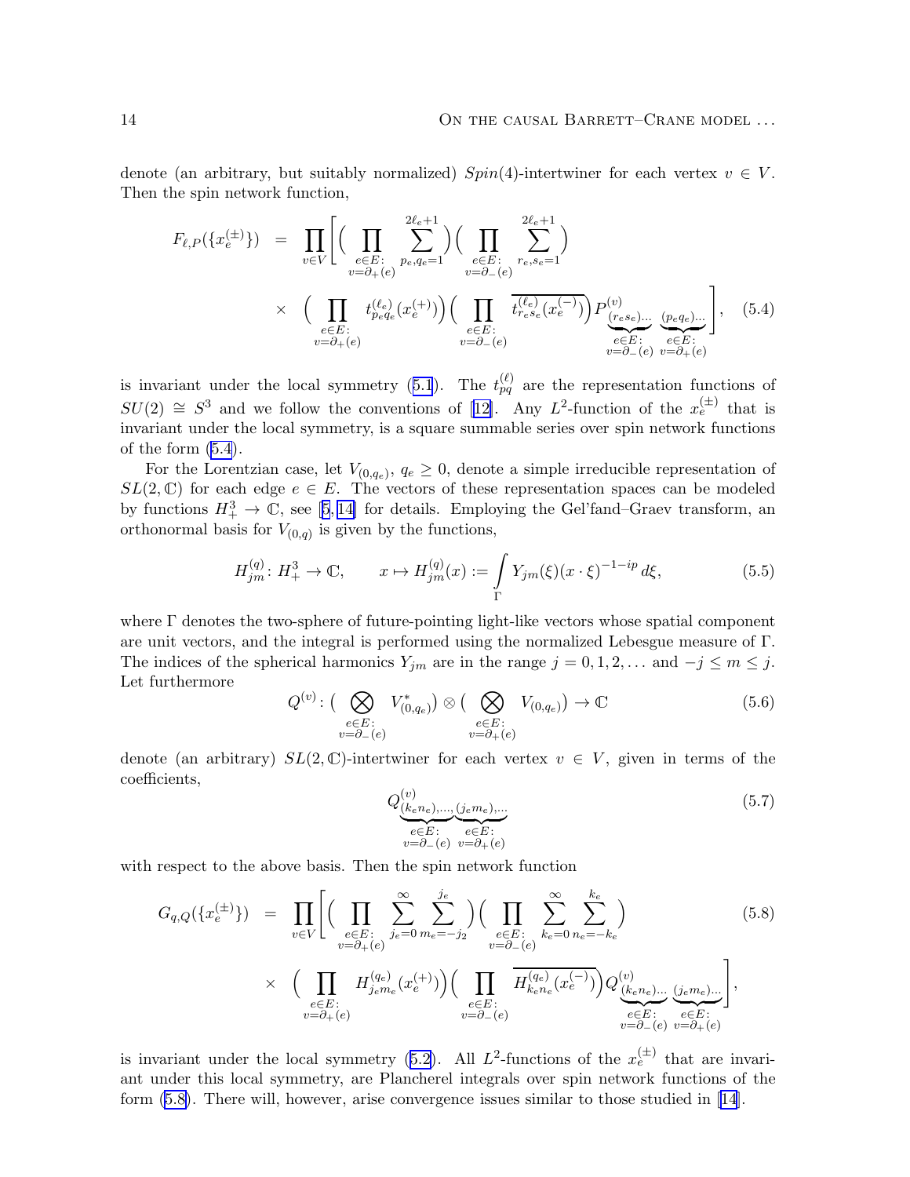denote (an arbitrary, but suitably normalized) $Spin(4)$-intertwiner for each vertex $v \in V$. Then the spin network function,

$$
\begin{aligned}
F_{\ell,P}(\{x_e^{(\pm)}\}) \;=\; \prod_{v\in V}\Bigg[ & \Big(\prod_{\substack{e\in E:\\ v=\partial_+(e)}} \sum_{p_e,q_e=1}^{2\ell_e+1}\Big)\Big(\prod_{\substack{e\in E:\\ v=\partial_-(e)}} \sum_{r_e,s_e=1}^{2\ell_e+1}\Big) \\
& \times \Big(\prod_{\substack{e\in E:\\ v=\partial_+(e)}} t^{(\ell_e)}_{p_e q_e}(x_e^{(+)})\Big)\Big(\prod_{\substack{e\in E:\\ v=\partial_-(e)}} \overline{t^{(\ell_e)}_{r_e s_e}(x_e^{(-)})}\Big) P^{(v)}_{\underbrace{(r_e s_e)\ldots}_{\substack{e\in E:\\ v=\partial_-(e)}}\;\underbrace{(p_e q_e)\ldots}_{\substack{e\in E:\\ v=\partial_+(e)}}}\Bigg], \qquad (5.4)
\end{aligned}
$$

is invariant under the local symmetry (5.1). The $t^{(\ell)}_{pq}$ are the representation functions of $SU(2) \cong S^3$ and we follow the conventions of [12]. Any $L^2$-function of the $x_e^{(\pm)}$ that is invariant under the local symmetry, is a square summable series over spin network functions of the form (5.4).

For the Lorentzian case, let $V_{(0,q_e)}$, $q_e \geq 0$, denote a simple irreducible representation of $SL(2,\mathbb{C})$ for each edge $e \in E$. The vectors of these representation spaces can be modeled by functions $H_+^3 \to \mathbb{C}$, see [5, 14] for details. Employing the Gel'fand–Graev transform, an orthonormal basis for $V_{(0,q)}$ is given by the functions,

$$
H^{(q)}_{jm}\colon H_+^3 \to \mathbb{C}, \qquad x \mapsto H^{(q)}_{jm}(x) := \int\limits_{\Gamma} Y_{jm}(\xi)\,(x\cdot\xi)^{-1-ip}\,d\xi, \qquad (5.5)
$$

where $\Gamma$ denotes the two-sphere of future-pointing light-like vectors whose spatial component are unit vectors, and the integral is performed using the normalized Lebesgue measure of $\Gamma$. The indices of the spherical harmonics $Y_{jm}$ are in the range $j = 0, 1, 2, \ldots$ and $-j \leq m \leq j$. Let furthermore

$$
Q^{(v)}\colon \Big(\bigotimes_{\substack{e\in E:\\ v=\partial_-(e)}} V^*_{(0,q_e)}\Big) \otimes \Big(\bigotimes_{\substack{e\in E:\\ v=\partial_+(e)}} V_{(0,q_e)}\Big) \to \mathbb{C} \qquad (5.6)
$$

denote (an arbitrary) $SL(2,\mathbb{C})$-intertwiner for each vertex $v \in V$, given in terms of the coefficients,

$$
Q^{(v)}_{\underbrace{(k_e n_e),\ldots,}_{\substack{e\in E:\\ v=\partial_-(e)}}\underbrace{(j_e m_e),\ldots}_{\substack{e\in E:\\ v=\partial_+(e)}}} \qquad (5.7)
$$

with respect to the above basis. Then the spin network function

$$
\begin{aligned}
G_{q,Q}(\{x_e^{(\pm)}\}) \;=\; \prod_{v\in V}\Bigg[ & \Big(\prod_{\substack{e\in E:\\ v=\partial_+(e)}} \sum_{j_e=0}^{\infty}\sum_{m_e=-j_2}^{j_e}\Big)\Big(\prod_{\substack{e\in E:\\ v=\partial_-(e)}} \sum_{k_e=0}^{\infty}\sum_{n_e=-k_e}^{k_e}\Big) \qquad (5.8)\\
& \times \Big(\prod_{\substack{e\in E:\\ v=\partial_+(e)}} H^{(q_e)}_{j_e m_e}(x_e^{(+)})\Big)\Big(\prod_{\substack{e\in E:\\ v=\partial_-(e)}} \overline{H^{(q_e)}_{k_e n_e}(x_e^{(-)})}\Big) Q^{(v)}_{\underbrace{(k_e n_e)\ldots}_{\substack{e\in E:\\ v=\partial_-(e)}}\;\underbrace{(j_e m_e)\ldots}_{\substack{e\in E:\\ v=\partial_+(e)}}}\Bigg],
\end{aligned}
$$

is invariant under the local symmetry (5.2). All $L^2$-functions of the $x_e^{(\pm)}$ that are invariant under this local symmetry, are Plancherel integrals over spin network functions of the form (5.8). There will, however, arise convergence issues similar to those studied in [14].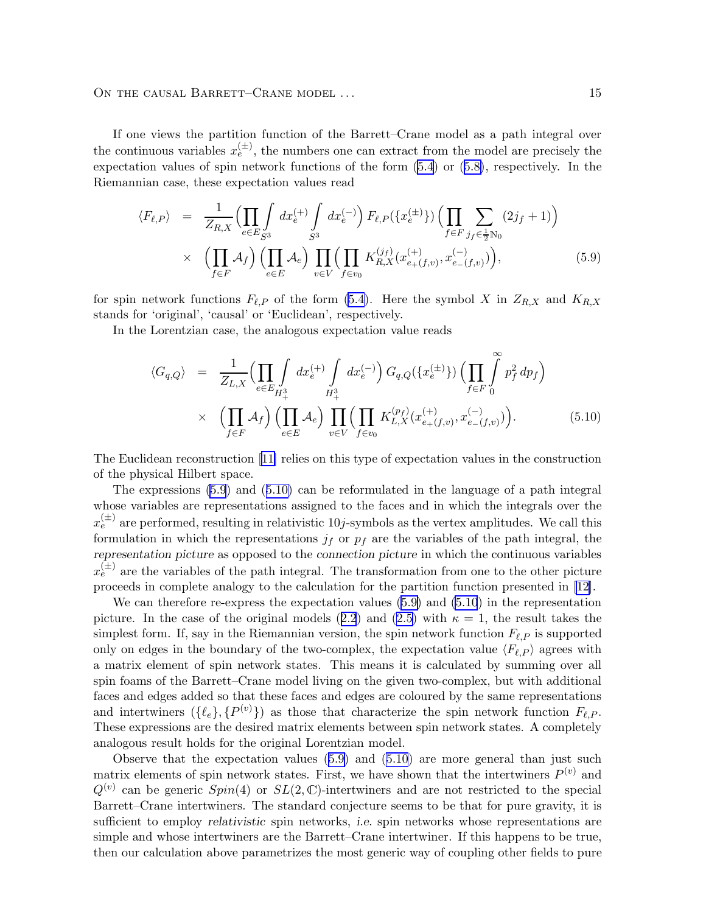If one views the partition function of the Barrett–Crane model as a path integral over the continuous variables $x_e^{(\pm)}$, the numbers one can extract from the model are precisely the expectation values of spin network functions of the form (5.4) or (5.8), respectively. In the Riemannian case, these expectation values read

$$
\begin{aligned}
\langle F_{\ell,P}\rangle &= \frac{1}{Z_{R,X}}\Bigl(\prod_{e\in E}\int_{S^3} dx_e^{(+)}\int_{S^3} dx_e^{(-)}\Bigr)\,F_{\ell,P}(\{x_e^{(\pm)}\})\,\Bigl(\prod_{f\in F}\sum_{j_f\in\frac{1}{2}\mathbb{N}_0}(2j_f+1)\Bigr)\\
&\times\;\Bigl(\prod_{f\in F}\mathcal{A}_f\Bigr)\Bigl(\prod_{e\in E}\mathcal{A}_e\Bigr)\prod_{v\in V}\Bigl(\prod_{f\in v_0}K_{R,X}^{(j_f)}(x^{(+)}_{e_+(f,v)},x^{(-)}_{e_-(f,v)})\Bigr),
\end{aligned}
\tag{5.9}
$$

for spin network functions $F_{\ell,P}$ of the form (5.4). Here the symbol $X$ in $Z_{R,X}$ and $K_{R,X}$ stands for 'original', 'causal' or 'Euclidean', respectively.

In the Lorentzian case, the analogous expectation value reads

$$
\begin{aligned}
\langle G_{q,Q}\rangle &= \frac{1}{Z_{L,X}}\Bigl(\prod_{e\in E}\int_{H^3_+} dx_e^{(+)}\int_{H^3_+} dx_e^{(-)}\Bigr)\,G_{q,Q}(\{x_e^{(\pm)}\})\,\Bigl(\prod_{f\in F}\int_0^\infty p_f^2\,dp_f\Bigr)\\
&\times\;\Bigl(\prod_{f\in F}\mathcal{A}_f\Bigr)\Bigl(\prod_{e\in E}\mathcal{A}_e\Bigr)\prod_{v\in V}\Bigl(\prod_{f\in v_0}K_{L,X}^{(p_f)}(x^{(+)}_{e_+(f,v)},x^{(-)}_{e_-(f,v)})\Bigr).
\end{aligned}
\tag{5.10}
$$

The Euclidean reconstruction [11] relies on this type of expectation values in the construction of the physical Hilbert space.

The expressions (5.9) and (5.10) can be reformulated in the language of a path integral whose variables are representations assigned to the faces and in which the integrals over the $x_e^{(\pm)}$ are performed, resulting in relativistic $10j$-symbols as the vertex amplitudes. We call this formulation in which the representations $j_f$ or $p_f$ are the variables of the path integral, the *representation picture* as opposed to the *connection picture* in which the continuous variables $x_e^{(\pm)}$ are the variables of the path integral. The transformation from one to the other picture proceeds in complete analogy to the calculation for the partition function presented in [12].

We can therefore re-express the expectation values (5.9) and (5.10) in the representation picture. In the case of the original models (2.2) and (2.5) with $\kappa=1$, the result takes the simplest form. If, say in the Riemannian version, the spin network function $F_{\ell,P}$ is supported only on edges in the boundary of the two-complex, the expectation value $\langle F_{\ell,P}\rangle$ agrees with a matrix element of spin network states. This means it is calculated by summing over all spin foams of the Barrett–Crane model living on the given two-complex, but with additional faces and edges added so that these faces and edges are coloured by the same representations and intertwiners $(\{\ell_e\},\{P^{(v)}\})$ as those that characterize the spin network function $F_{\ell,P}$. These expressions are the desired matrix elements between spin network states. A completely analogous result holds for the original Lorentzian model.

Observe that the expectation values (5.9) and (5.10) are more general than just such matrix elements of spin network states. First, we have shown that the intertwiners $P^{(v)}$ and $Q^{(v)}$ can be generic $Spin(4)$ or $SL(2,\mathbb{C})$-intertwiners and are not restricted to the special Barrett–Crane intertwiners. The standard conjecture seems to be that for pure gravity, it is sufficient to employ *relativistic* spin networks, *i.e.* spin networks whose representations are simple and whose intertwiners are the Barrett–Crane intertwiner. If this happens to be true, then our calculation above parametrizes the most generic way of coupling other fields to pure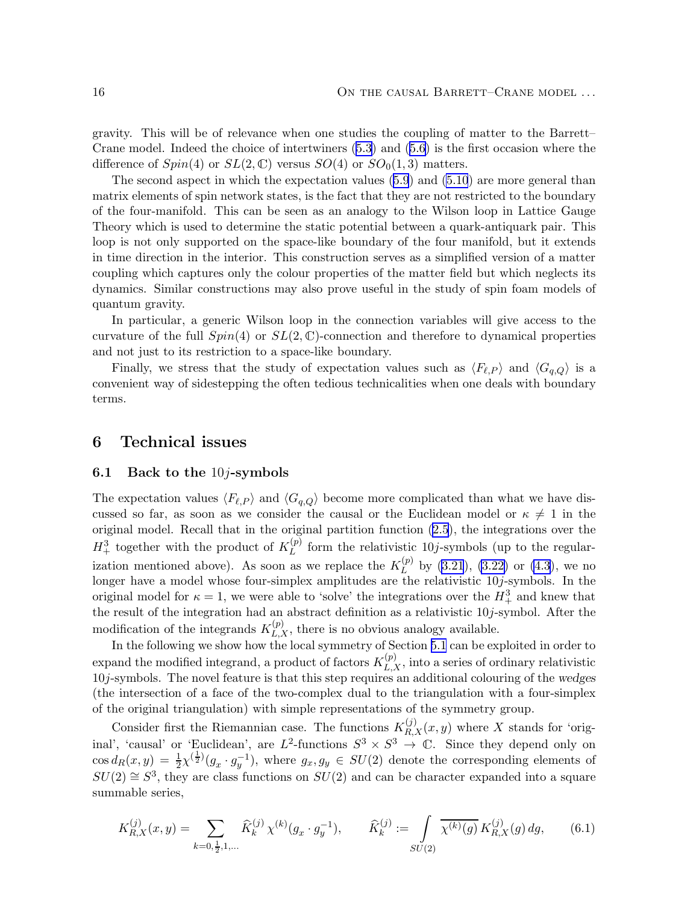gravity. This will be of relevance when one studies the coupling of matter to the Barrett–Crane model. Indeed the choice of intertwiners (5.3) and (5.6) is the first occasion where the difference of $Spin(4)$ or $SL(2,\mathbb{C})$ versus $SO(4)$ or $SO_0(1,3)$ matters.

The second aspect in which the expectation values (5.9) and (5.10) are more general than matrix elements of spin network states, is the fact that they are not restricted to the boundary of the four-manifold. This can be seen as an analogy to the Wilson loop in Lattice Gauge Theory which is used to determine the static potential between a quark-antiquark pair. This loop is not only supported on the space-like boundary of the four manifold, but it extends in time direction in the interior. This construction serves as a simplified version of a matter coupling which captures only the colour properties of the matter field but which neglects its dynamics. Similar constructions may also prove useful in the study of spin foam models of quantum gravity.

In particular, a generic Wilson loop in the connection variables will give access to the curvature of the full $Spin(4)$ or $SL(2,\mathbb{C})$-connection and therefore to dynamical properties and not just to its restriction to a space-like boundary.

Finally, we stress that the study of expectation values such as $\langle F_{\ell,P}\rangle$ and $\langle G_{q,Q}\rangle$ is a convenient way of sidestepping the often tedious technicalities when one deals with boundary terms.

## 6 Technical issues

### 6.1 Back to the $10j$-symbols

The expectation values $\langle F_{\ell,P}\rangle$ and $\langle G_{q,Q}\rangle$ become more complicated than what we have discussed so far, as soon as we consider the causal or the Euclidean model or $\kappa \neq 1$ in the original model. Recall that in the original partition function (2.5), the integrations over the $H^3_+$ together with the product of $K^{(p)}_L$ form the relativistic $10j$-symbols (up to the regularization mentioned above). As soon as we replace the $K^{(p)}_L$ by (3.21), (3.22) or (4.3), we no longer have a model whose four-simplex amplitudes are the relativistic $10j$-symbols. In the original model for $\kappa = 1$, we were able to 'solve' the integrations over the $H^3_+$ and knew that the result of the integration had an abstract definition as a relativistic $10j$-symbol. After the modification of the integrands $K^{(p)}_{L,X}$, there is no obvious analogy available.

In the following we show how the local symmetry of Section 5.1 can be exploited in order to expand the modified integrand, a product of factors $K^{(p)}_{L,X}$, into a series of ordinary relativistic $10j$-symbols. The novel feature is that this step requires an additional colouring of the *wedges* (the intersection of a face of the two-complex dual to the triangulation with a four-simplex of the original triangulation) with simple representations of the symmetry group.

Consider first the Riemannian case. The functions $K^{(j)}_{R,X}(x,y)$ where $X$ stands for 'original', 'causal' or 'Euclidean', are $L^2$-functions $S^3\times S^3 \to \mathbb{C}$. Since they depend only on $\cos d_R(x,y) = \frac{1}{2}\chi^{(\frac{1}{2})}(g_x\cdot g_y^{-1})$, where $g_x, g_y \in SU(2)$ denote the corresponding elements of $SU(2)\cong S^3$, they are class functions on $SU(2)$ and can be character expanded into a square summable series,

$$K^{(j)}_{R,X}(x,y) = \sum_{k=0,\frac{1}{2},1,\ldots} \widehat{K}^{(j)}_k\,\chi^{(k)}(g_x\cdot g_y^{-1}), \qquad \widehat{K}^{(j)}_k := \int\limits_{SU(2)} \overline{\chi^{(k)}(g)}\,K^{(j)}_{R,X}(g)\,dg, \tag{6.1}$$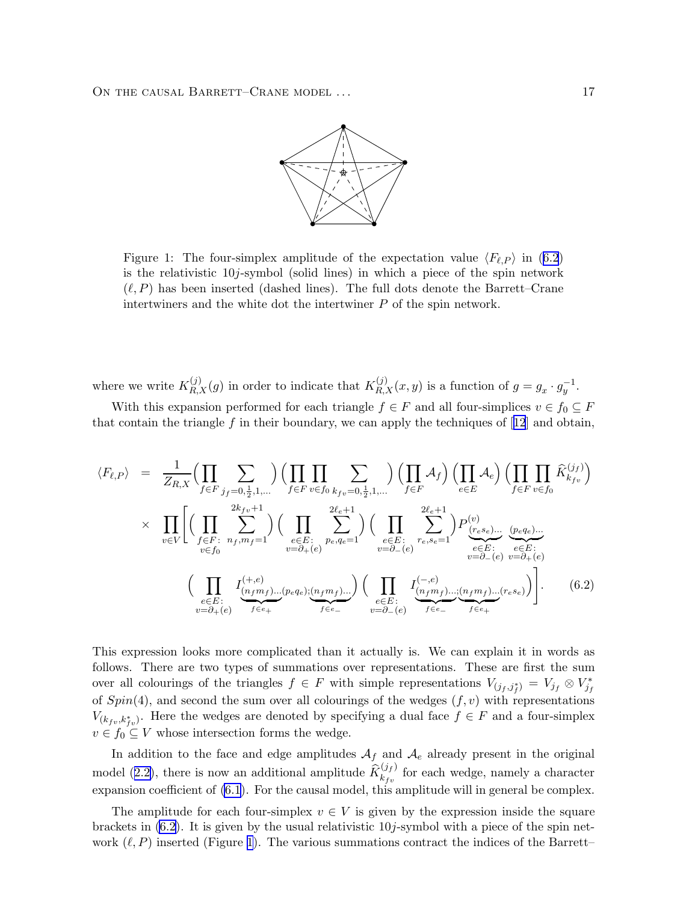Figure 1: The four-simplex amplitude of the expectation value $\langle F_{\ell,P}\rangle$ in (6.2) is the relativistic 10$j$-symbol (solid lines) in which a piece of the spin network $(\ell, P)$ has been inserted (dashed lines). The full dots denote the Barrett–Crane intertwiners and the white dot the intertwiner $P$ of the spin network.

where we write $K^{(j)}_{R,X}(g)$ in order to indicate that $K^{(j)}_{R,X}(x,y)$ is a function of $g = g_x \cdot g_y^{-1}$.

With this expansion performed for each triangle $f \in F$ and all four-simplices $v \in f_0 \subseteq F$ that contain the triangle $f$ in their boundary, we can apply the techniques of [12] and obtain,

$$
\begin{aligned}
\langle F_{\ell,P}\rangle \;=\;& \frac{1}{Z_{R,X}}\Bigl(\prod_{f\in F}\sum_{j_f=0,\frac{1}{2},1,\ldots}\Bigr)\Bigl(\prod_{f\in F}\prod_{v\in f_0}\sum_{k_{fv}=0,\frac{1}{2},1,\ldots}\Bigr)\Bigl(\prod_{f\in F}\mathcal{A}_f\Bigr)\Bigl(\prod_{e\in E}\mathcal{A}_e\Bigr)\Bigl(\prod_{f\in F}\prod_{v\in f_0}\widehat{K}^{(j_f)}_{k_{fv}}\Bigr)\\
&\times\;\prod_{v\in V}\Biggl[\Bigl(\prod_{\substack{f\in F:\\ v\in f_0}}\sum_{n_f,m_f=1}^{2k_{fv}+1}\Bigr)\Bigl(\prod_{\substack{e\in E:\\ v=\partial_+(e)}}\sum_{p_e,q_e=1}^{2\ell_e+1}\Bigr)\Bigl(\prod_{\substack{e\in E:\\ v=\partial_-(e)}}\sum_{r_e,s_e=1}^{2\ell_e+1}\Bigr)P^{(v)}_{\underbrace{(r_es_e)\ldots}_{\substack{e\in E:\\ v=\partial_-(e)}}\;\underbrace{(p_eq_e)\ldots}_{\substack{e\in E:\\ v=\partial_+(e)}}}\\
&\qquad\Bigl(\prod_{\substack{e\in E:\\ v=\partial_+(e)}}I^{(+,e)}_{\underbrace{(n_fm_f)\ldots}_{f\in e_+}(p_eq_e);\underbrace{(n_fm_f)\ldots}_{f\in e_-}}\Bigr)\Bigl(\prod_{\substack{e\in E:\\ v=\partial_-(e)}}I^{(-,e)}_{\underbrace{(n_fm_f)\ldots}_{f\in e_-};\underbrace{(n_fm_f)\ldots}_{f\in e_+}(r_es_e)}\Bigr)\Biggr].
\end{aligned}
\tag{6.2}
$$

This expression looks more complicated than it actually is. We can explain it in words as follows. There are two types of summations over representations. These are first the sum over all colourings of the triangles $f \in F$ with simple representations $V_{(j_f,j_f^*)} = V_{j_f}\otimes V^*_{j_f}$ of $Spin(4)$, and second the sum over all colourings of the wedges $(f,v)$ with representations $V_{(k_{fv},k^*_{fv})}$. Here the wedges are denoted by specifying a dual face $f \in F$ and a four-simplex $v \in f_0 \subseteq V$ whose intersection forms the wedge.

In addition to the face and edge amplitudes $\mathcal{A}_f$ and $\mathcal{A}_e$ already present in the original model (2.2), there is now an additional amplitude $\widehat{K}^{(j_f)}_{k_{fv}}$ for each wedge, namely a character expansion coefficient of (6.1). For the causal model, this amplitude will in general be complex.

The amplitude for each four-simplex $v \in V$ is given by the expression inside the square brackets in (6.2). It is given by the usual relativistic 10$j$-symbol with a piece of the spin network $(\ell, P)$ inserted (Figure 1). The various summations contract the indices of the Barrett–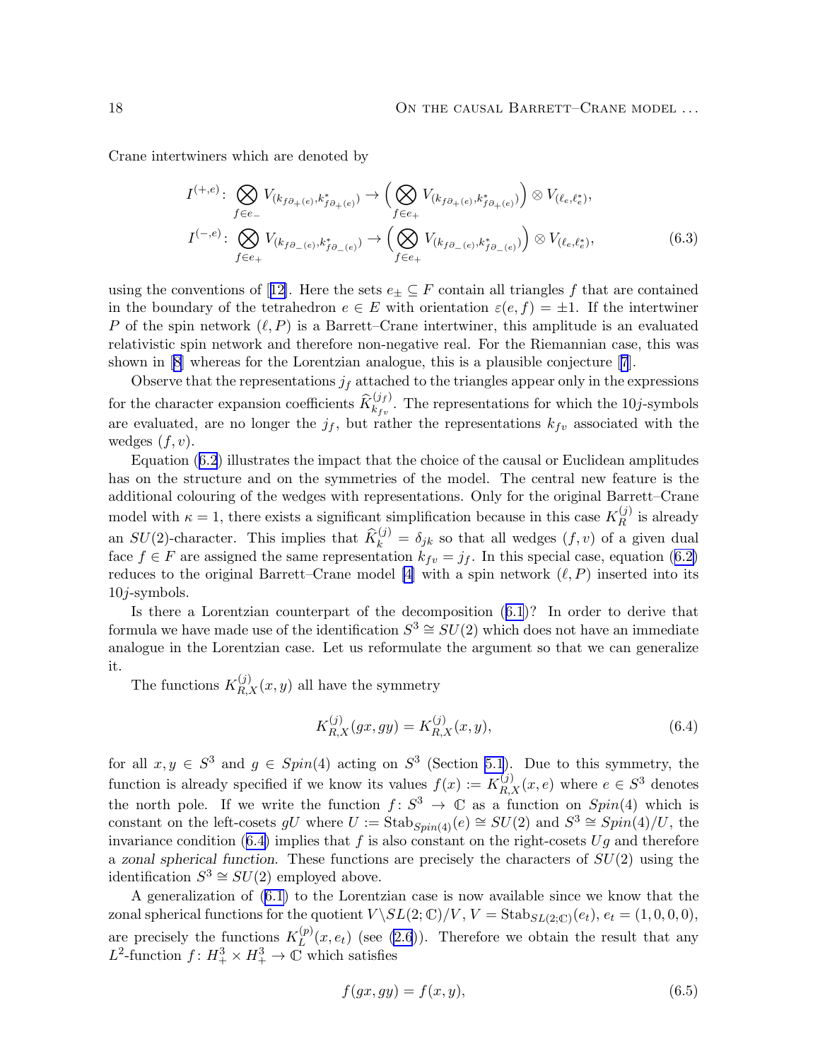Crane intertwiners which are denoted by

$$
\begin{aligned}
I^{(+,e)}\colon \bigotimes_{f\in e_-} V_{(k_{f\partial_+(e)},k^*_{f\partial_+(e)})} &\to \Big(\bigotimes_{f\in e_+} V_{(k_{f\partial_+(e)},k^*_{f\partial_+(e)})}\Big)\otimes V_{(\ell_e,\ell_e^*)},\\
I^{(-,e)}\colon \bigotimes_{f\in e_+} V_{(k_{f\partial_-(e)},k^*_{f\partial_-(e)})} &\to \Big(\bigotimes_{f\in e_+} V_{(k_{f\partial_-(e)},k^*_{f\partial_-(e)})}\Big)\otimes V_{(\ell_e,\ell_e^*)},
\end{aligned}
\tag{6.3}
$$

using the conventions of [12]. Here the sets $e_\pm \subseteq F$ contain all triangles $f$ that are contained in the boundary of the tetrahedron $e\in E$ with orientation $\varepsilon(e,f)=\pm 1$. If the intertwiner $P$ of the spin network $(\ell,P)$ is a Barrett–Crane intertwiner, this amplitude is an evaluated relativistic spin network and therefore non-negative real. For the Riemannian case, this was shown in [8] whereas for the Lorentzian analogue, this is a plausible conjecture [7].

Observe that the representations $j_f$ attached to the triangles appear only in the expressions for the character expansion coefficients $\widehat{K}^{(j_f)}_{k_{fv}}$. The representations for which the $10j$-symbols are evaluated, are no longer the $j_f$, but rather the representations $k_{fv}$ associated with the wedges $(f,v)$.

Equation (6.2) illustrates the impact that the choice of the causal or Euclidean amplitudes has on the structure and on the symmetries of the model. The central new feature is the additional colouring of the wedges with representations. Only for the original Barrett–Crane model with $\kappa=1$, there exists a significant simplification because in this case $K^{(j)}_R$ is already an $SU(2)$-character. This implies that $\widehat{K}^{(j)}_k=\delta_{jk}$ so that all wedges $(f,v)$ of a given dual face $f\in F$ are assigned the same representation $k_{fv}=j_f$. In this special case, equation (6.2) reduces to the original Barrett–Crane model [4] with a spin network $(\ell,P)$ inserted into its $10j$-symbols.

Is there a Lorentzian counterpart of the decomposition (6.1)? In order to derive that formula we have made use of the identification $S^3\cong SU(2)$ which does not have an immediate analogue in the Lorentzian case. Let us reformulate the argument so that we can generalize it.

The functions $K^{(j)}_{R,X}(x,y)$ all have the symmetry

$$
K^{(j)}_{R,X}(gx,gy)=K^{(j)}_{R,X}(x,y),
\tag{6.4}
$$

for all $x,y\in S^3$ and $g\in Spin(4)$ acting on $S^3$ (Section 5.1). Due to this symmetry, the function is already specified if we know its values $f(x):=K^{(j)}_{R,X}(x,e)$ where $e\in S^3$ denotes the north pole. If we write the function $f\colon S^3\to\mathbb{C}$ as a function on $Spin(4)$ which is constant on the left-cosets $gU$ where $U:=\mathrm{Stab}_{Spin(4)}(e)\cong SU(2)$ and $S^3\cong Spin(4)/U$, the invariance condition (6.4) implies that $f$ is also constant on the right-cosets $Ug$ and therefore a *zonal spherical function*. These functions are precisely the characters of $SU(2)$ using the identification $S^3\cong SU(2)$ employed above.

A generalization of (6.1) to the Lorentzian case is now available since we know that the zonal spherical functions for the quotient $V\backslash SL(2;\mathbb{C})/V$, $V=\mathrm{Stab}_{SL(2;\mathbb{C})}(e_t)$, $e_t=(1,0,0,0)$, are precisely the functions $K^{(p)}_L(x,e_t)$ (see (2.6)). Therefore we obtain the result that any $L^2$-function $f\colon H^3_+\times H^3_+\to\mathbb{C}$ which satisfies

$$
f(gx,gy)=f(x,y),
\tag{6.5}
$$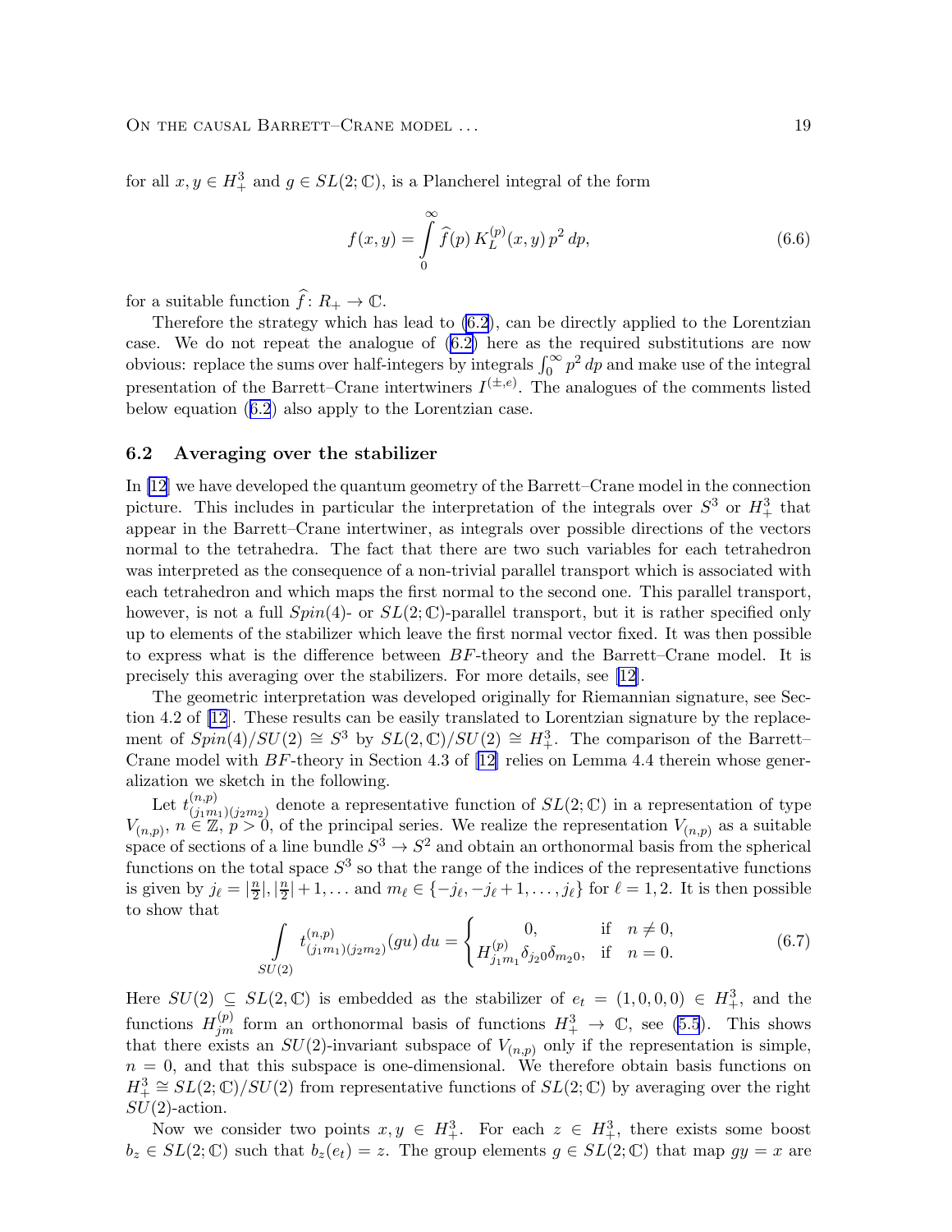for all $x, y \in H^3_+$ and $g \in SL(2;\mathbb{C})$, is a Plancherel integral of the form

$$f(x,y) = \int_0^\infty \widehat{f}(p)\, K_L^{(p)}(x,y)\, p^2\, dp, \tag{6.6}$$

for a suitable function $\widehat{f}\colon R_+ \to \mathbb{C}$.

Therefore the strategy which has lead to (6.2), can be directly applied to the Lorentzian case. We do not repeat the analogue of (6.2) here as the required substitutions are now obvious: replace the sums over half-integers by integrals $\int_0^\infty p^2\, dp$ and make use of the integral presentation of the Barrett–Crane intertwiners $I^{(\pm,e)}$. The analogues of the comments listed below equation (6.2) also apply to the Lorentzian case.

### 6.2 Averaging over the stabilizer

In [12] we have developed the quantum geometry of the Barrett–Crane model in the connection picture. This includes in particular the interpretation of the integrals over $S^3$ or $H^3_+$ that appear in the Barrett–Crane intertwiner, as integrals over possible directions of the vectors normal to the tetrahedra. The fact that there are two such variables for each tetrahedron was interpreted as the consequence of a non-trivial parallel transport which is associated with each tetrahedron and which maps the first normal to the second one. This parallel transport, however, is not a full $Spin(4)$- or $SL(2;\mathbb{C})$-parallel transport, but it is rather specified only up to elements of the stabilizer which leave the first normal vector fixed. It was then possible to express what is the difference between $BF$-theory and the Barrett–Crane model. It is precisely this averaging over the stabilizers. For more details, see [12].

The geometric interpretation was developed originally for Riemannian signature, see Section 4.2 of [12]. These results can be easily translated to Lorentzian signature by the replacement of $Spin(4)/SU(2) \cong S^3$ by $SL(2,\mathbb{C})/SU(2) \cong H^3_+$. The comparison of the Barrett–Crane model with $BF$-theory in Section 4.3 of [12] relies on Lemma 4.4 therein whose generalization we sketch in the following.

Let $t^{(n,p)}_{(j_1m_1)(j_2m_2)}$ denote a representative function of $SL(2;\mathbb{C})$ in a representation of type $V_{(n,p)}$, $n \in \mathbb{Z}$, $p > 0$, of the principal series. We realize the representation $V_{(n,p)}$ as a suitable space of sections of a line bundle $S^3 \to S^2$ and obtain an orthonormal basis from the spherical functions on the total space $S^3$ so that the range of the indices of the representative functions is given by $j_\ell = |\frac{n}{2}|, |\frac{n}{2}|+1, \ldots$ and $m_\ell \in \{-j_\ell, -j_\ell+1, \ldots, j_\ell\}$ for $\ell = 1,2$. It is then possible to show that

$$\int_{SU(2)} t^{(n,p)}_{(j_1m_1)(j_2m_2)}(gu)\, du = \begin{cases} 0, & \text{if} \quad n \neq 0, \\ H^{(p)}_{j_1m_1}\delta_{j_20}\delta_{m_20}, & \text{if} \quad n = 0. \end{cases} \tag{6.7}$$

Here $SU(2) \subseteq SL(2,\mathbb{C})$ is embedded as the stabilizer of $e_t = (1,0,0,0) \in H^3_+$, and the functions $H^{(p)}_{jm}$ form an orthonormal basis of functions $H^3_+ \to \mathbb{C}$, see (5.5). This shows that there exists an $SU(2)$-invariant subspace of $V_{(n,p)}$ only if the representation is simple, $n = 0$, and that this subspace is one-dimensional. We therefore obtain basis functions on $H^3_+ \cong SL(2;\mathbb{C})/SU(2)$ from representative functions of $SL(2;\mathbb{C})$ by averaging over the right $SU(2)$-action.

Now we consider two points $x, y \in H^3_+$. For each $z \in H^3_+$, there exists some boost $b_z \in SL(2;\mathbb{C})$ such that $b_z(e_t) = z$. The group elements $g \in SL(2;\mathbb{C})$ that map $gy = x$ are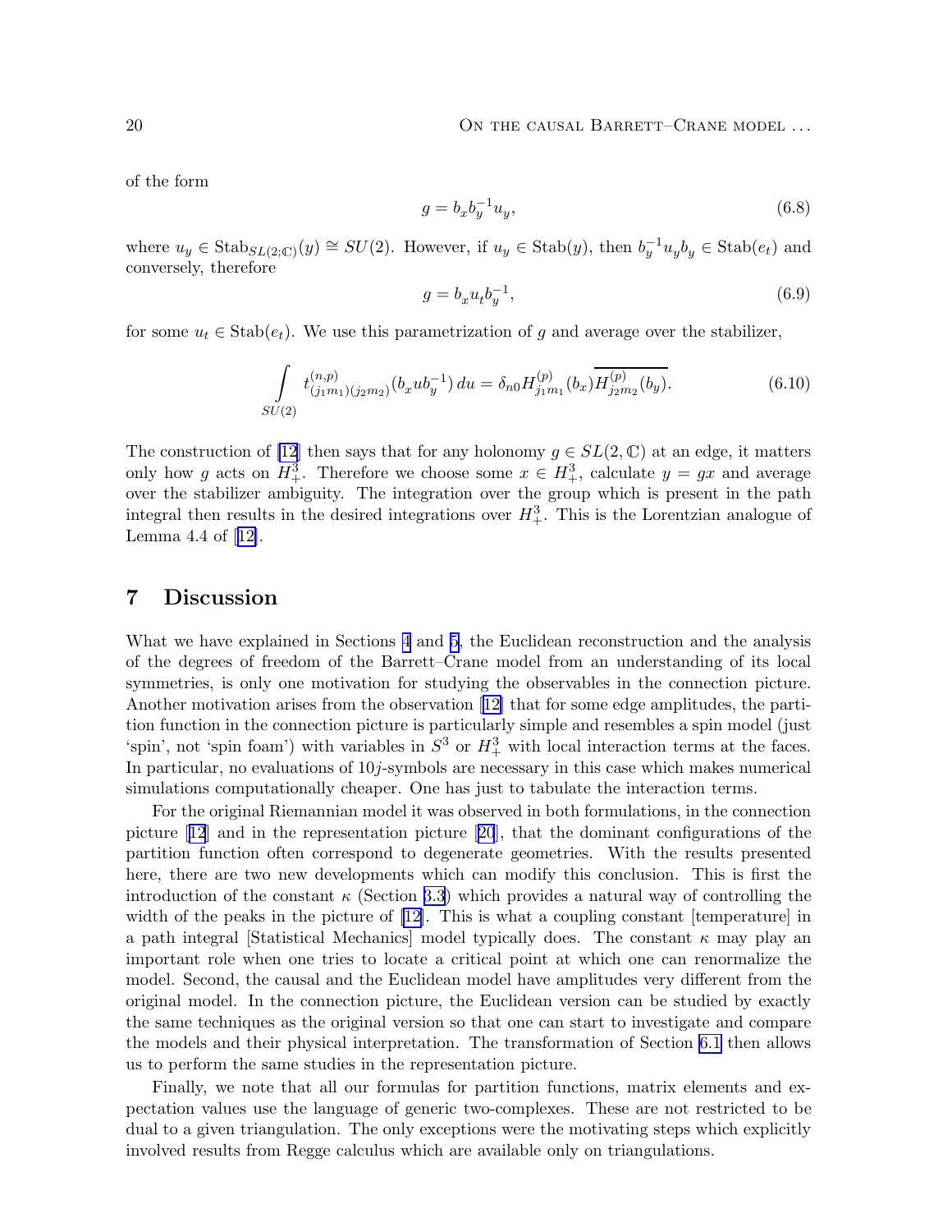of the form

$$g = b_x b_y^{-1} u_y, \tag{6.8}$$

where $u_y \in \mathrm{Stab}_{SL(2;\mathbb{C})}(y) \cong SU(2)$. However, if $u_y \in \mathrm{Stab}(y)$, then $b_y^{-1} u_y b_y \in \mathrm{Stab}(e_t)$ and conversely, therefore

$$g = b_x u_t b_y^{-1}, \tag{6.9}$$

for some $u_t \in \mathrm{Stab}(e_t)$. We use this parametrization of $g$ and average over the stabilizer,

$$\int_{SU(2)} t^{(n,p)}_{(j_1 m_1)(j_2 m_2)}(b_x u b_y^{-1})\, du = \delta_{n0} H^{(p)}_{j_1 m_1}(b_x) \overline{H^{(p)}_{j_2 m_2}(b_y)}. \tag{6.10}$$

The construction of [12] then says that for any holonomy $g \in SL(2,\mathbb{C})$ at an edge, it matters only how $g$ acts on $H^3_+$. Therefore we choose some $x \in H^3_+$, calculate $y = gx$ and average over the stabilizer ambiguity. The integration over the group which is present in the path integral then results in the desired integrations over $H^3_+$. This is the Lorentzian analogue of Lemma 4.4 of [12].

# 7 Discussion

What we have explained in Sections 4 and 5, the Euclidean reconstruction and the analysis of the degrees of freedom of the Barrett–Crane model from an understanding of its local symmetries, is only one motivation for studying the observables in the connection picture. Another motivation arises from the observation [12] that for some edge amplitudes, the partition function in the connection picture is particularly simple and resembles a spin model (just 'spin', not 'spin foam') with variables in $S^3$ or $H^3_+$ with local interaction terms at the faces. In particular, no evaluations of $10j$-symbols are necessary in this case which makes numerical simulations computationally cheaper. One has just to tabulate the interaction terms.

For the original Riemannian model it was observed in both formulations, in the connection picture [12] and in the representation picture [20], that the dominant configurations of the partition function often correspond to degenerate geometries. With the results presented here, there are two new developments which can modify this conclusion. This is first the introduction of the constant $\kappa$ (Section 3.3) which provides a natural way of controlling the width of the peaks in the picture of [12]. This is what a coupling constant [temperature] in a path integral [Statistical Mechanics] model typically does. The constant $\kappa$ may play an important role when one tries to locate a critical point at which one can renormalize the model. Second, the causal and the Euclidean model have amplitudes very different from the original model. In the connection picture, the Euclidean version can be studied by exactly the same techniques as the original version so that one can start to investigate and compare the models and their physical interpretation. The transformation of Section 6.1 then allows us to perform the same studies in the representation picture.

Finally, we note that all our formulas for partition functions, matrix elements and expectation values use the language of generic two-complexes. These are not restricted to be dual to a given triangulation. The only exceptions were the motivating steps which explicitly involved results from Regge calculus which are available only on triangulations.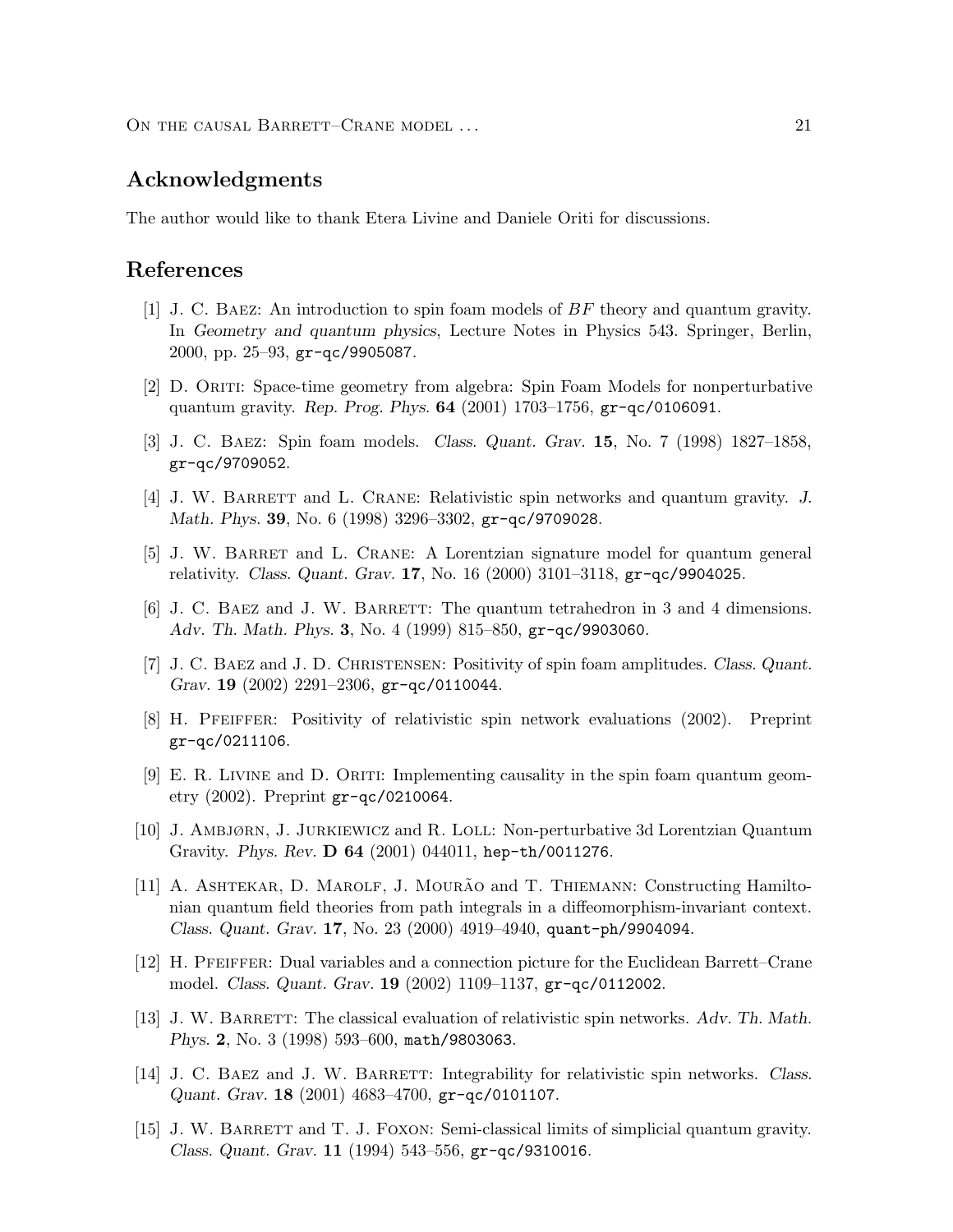## Acknowledgments

The author would like to thank Etera Livine and Daniele Oriti for discussions.

## References

[1] J. C. Baez: An introduction to spin foam models of $BF$ theory and quantum gravity. In *Geometry and quantum physics*, Lecture Notes in Physics 543. Springer, Berlin, 2000, pp. 25–93, gr-qc/9905087.

[2] D. Oriti: Space-time geometry from algebra: Spin Foam Models for nonperturbative quantum gravity. *Rep. Prog. Phys.* **64** (2001) 1703–1756, gr-qc/0106091.

[3] J. C. Baez: Spin foam models. *Class. Quant. Grav.* **15**, No. 7 (1998) 1827–1858, gr-qc/9709052.

[4] J. W. Barrett and L. Crane: Relativistic spin networks and quantum gravity. *J. Math. Phys.* **39**, No. 6 (1998) 3296–3302, gr-qc/9709028.

[5] J. W. Barret and L. Crane: A Lorentzian signature model for quantum general relativity. *Class. Quant. Grav.* **17**, No. 16 (2000) 3101–3118, gr-qc/9904025.

[6] J. C. Baez and J. W. Barrett: The quantum tetrahedron in 3 and 4 dimensions. *Adv. Th. Math. Phys.* **3**, No. 4 (1999) 815–850, gr-qc/9903060.

[7] J. C. Baez and J. D. Christensen: Positivity of spin foam amplitudes. *Class. Quant. Grav.* **19** (2002) 2291–2306, gr-qc/0110044.

[8] H. Pfeiffer: Positivity of relativistic spin network evaluations (2002). Preprint gr-qc/0211106.

[9] E. R. Livine and D. Oriti: Implementing causality in the spin foam quantum geometry (2002). Preprint gr-qc/0210064.

[10] J. Ambjørn, J. Jurkiewicz and R. Loll: Non-perturbative 3d Lorentzian Quantum Gravity. *Phys. Rev.* **D 64** (2001) 044011, hep-th/0011276.

[11] A. Ashtekar, D. Marolf, J. Mourão and T. Thiemann: Constructing Hamiltonian quantum field theories from path integrals in a diffeomorphism-invariant context. *Class. Quant. Grav.* **17**, No. 23 (2000) 4919–4940, quant-ph/9904094.

[12] H. Pfeiffer: Dual variables and a connection picture for the Euclidean Barrett–Crane model. *Class. Quant. Grav.* **19** (2002) 1109–1137, gr-qc/0112002.

[13] J. W. Barrett: The classical evaluation of relativistic spin networks. *Adv. Th. Math. Phys.* **2**, No. 3 (1998) 593–600, math/9803063.

[14] J. C. Baez and J. W. Barrett: Integrability for relativistic spin networks. *Class. Quant. Grav.* **18** (2001) 4683–4700, gr-qc/0101107.

[15] J. W. Barrett and T. J. Foxon: Semi-classical limits of simplicial quantum gravity. *Class. Quant. Grav.* **11** (1994) 543–556, gr-qc/9310016.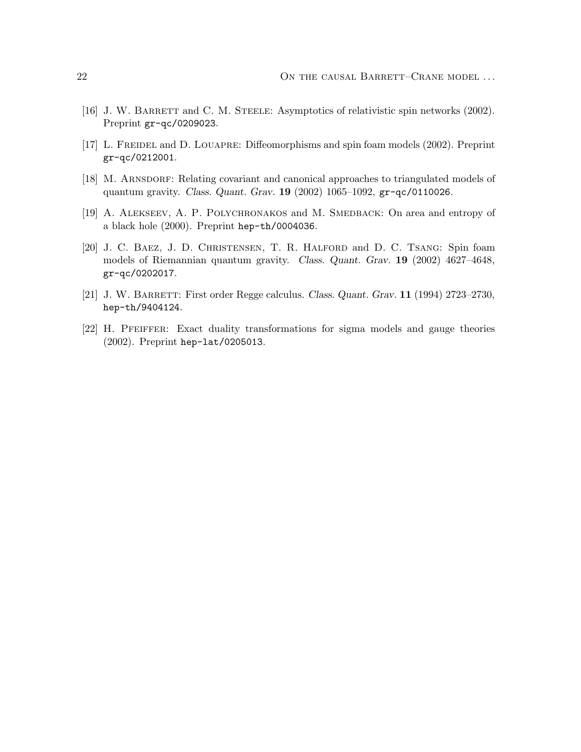[16] J. W. Barrett and C. M. Steele: Asymptotics of relativistic spin networks (2002). Preprint `gr-qc/0209023`.

[17] L. Freidel and D. Louapre: Diffeomorphisms and spin foam models (2002). Preprint `gr-qc/0212001`.

[18] M. Arnsdorf: Relating covariant and canonical approaches to triangulated models of quantum gravity. *Class. Quant. Grav.* **19** (2002) 1065–1092, `gr-qc/0110026`.

[19] A. Alekseev, A. P. Polychronakos and M. Smedback: On area and entropy of a black hole (2000). Preprint `hep-th/0004036`.

[20] J. C. Baez, J. D. Christensen, T. R. Halford and D. C. Tsang: Spin foam models of Riemannian quantum gravity. *Class. Quant. Grav.* **19** (2002) 4627–4648, `gr-qc/0202017`.

[21] J. W. Barrett: First order Regge calculus. *Class. Quant. Grav.* **11** (1994) 2723–2730, `hep-th/9404124`.

[22] H. Pfeiffer: Exact duality transformations for sigma models and gauge theories (2002). Preprint `hep-lat/0205013`.